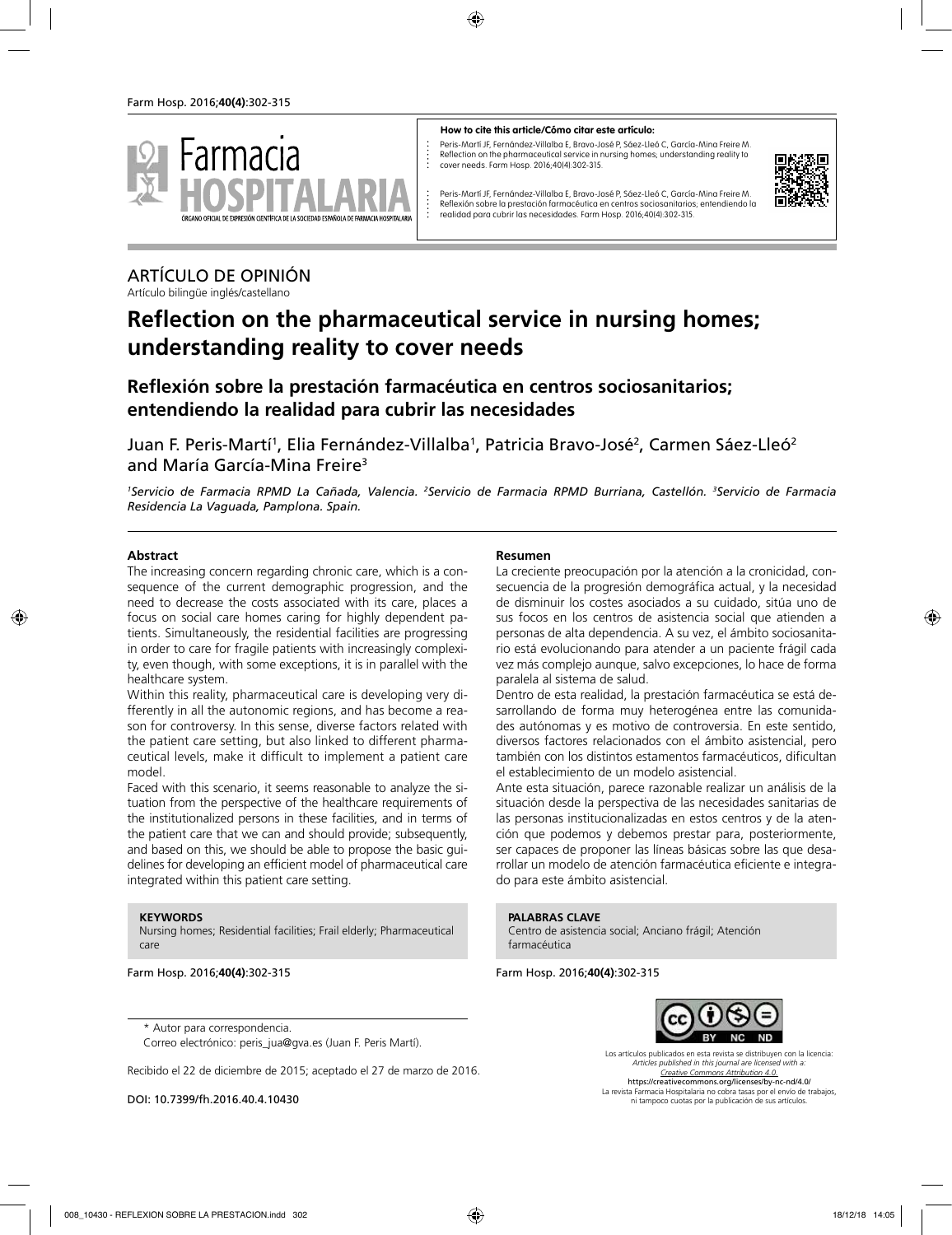**How to cite this article/Cómo citar este artículo:**

Peris-Martí JF, Fernández-Villalba E, Bravo-José P, Sáez-Lleó C, García-Mina Freire M. Reflection on the pharmaceutical service in nursing homes; understanding reality to cover needs. Farm Hosp. 2016;40(4):302-315.

Peris-Martí JF, Fernández-Villalba E, Bravo-José P, Sáez-Lleó C, García-Mina Freire M. Reflexión sobre la prestación farmacéutica en centros sociosanitarios; entendiendo la realidad para cubrir las necesidades. Farm Hosp. 2016;40(4):302-315.

ARTÍCULO DE OPINIÓN
Artículo bilingüe inglés/castellano

# Reflection on the pharmaceutical service in nursing homes; understanding reality to cover needs

## Reflexión sobre la prestación farmacéutica en centros sociosanitarios; entendiendo la realidad para cubrir las necesidades

Juan F. Peris-Martí[1], Elia Fernández-Villalba[1], Patricia Bravo-José[2], Carmen Sáez-Lleó[2] and María García-Mina Freire[3]

*[1]Servicio de Farmacia RPMD La Cañada, Valencia. [2]Servicio de Farmacia RPMD Burriana, Castellón. [3]Servicio de Farmacia Residencia La Vaguada, Pamplona. Spain.*

### Abstract

The increasing concern regarding chronic care, which is a consequence of the current demographic progression, and the need to decrease the costs associated with its care, places a focus on social care homes caring for highly dependent patients. Simultaneously, the residential facilities are progressing in order to care for fragile patients with increasingly complexity, even though, with some exceptions, it is in parallel with the healthcare system.

Within this reality, pharmaceutical care is developing very differently in all the autonomic regions, and has become a reason for controversy. In this sense, diverse factors related with the patient care setting, but also linked to different pharmaceutical levels, make it difficult to implement a patient care model.

Faced with this scenario, it seems reasonable to analyze the situation from the perspective of the healthcare requirements of the institutionalized persons in these facilities, and in terms of the patient care that we can and should provide; subsequently, and based on this, we should be able to propose the basic guidelines for developing an efficient model of pharmaceutical care integrated within this patient care setting.

**KEYWORDS**
Nursing homes; Residential facilities; Frail elderly; Pharmaceutical care

### Resumen

La creciente preocupación por la atención a la cronicidad, consecuencia de la progresión demográfica actual, y la necesidad de disminuir los costes asociados a su cuidado, sitúa uno de sus focos en los centros de asistencia social que atienden a personas de alta dependencia. A su vez, el ámbito sociosanitario está evolucionando para atender a un paciente frágil cada vez más complejo aunque, salvo excepciones, lo hace de forma paralela al sistema de salud.

Dentro de esta realidad, la prestación farmacéutica se está desarrollando de forma muy heterogénea entre las comunidades autónomas y es motivo de controversia. En este sentido, diversos factores relacionados con el ámbito asistencial, pero también con los distintos estamentos farmacéuticos, dificultan el establecimiento de un modelo asistencial.

Ante esta situación, parece razonable realizar un análisis de la situación desde la perspectiva de las necesidades sanitarias de las personas institucionalizadas en estos centros y de la atención que podemos y debemos prestar para, posteriormente, ser capaces de proponer las líneas básicas sobre las que desarrollar un modelo de atención farmacéutica eficiente e integrado para este ámbito asistencial.

**PALABRAS CLAVE**
Centro de asistencia social; Anciano frágil; Atención farmacéutica

\* Autor para correspondencia.
Correo electrónico: peris_jua@gva.es (Juan F. Peris Martí).

Recibido el 22 de diciembre de 2015; aceptado el 27 de marzo de 2016.

DOI: 10.7399/fh.2016.40.4.10430

Los artículos publicados en esta revista se distribuyen con la licencia:
*Articles published in this journal are licensed with a:*
*Creative Commons Attribution 4.0.*
https://creativecommons.org/licenses/by-nc-nd/4.0/
La revista Farmacia Hospitalaria no cobra tasas por el envío de trabajos, ni tampoco cuotas por la publicación de sus artículos.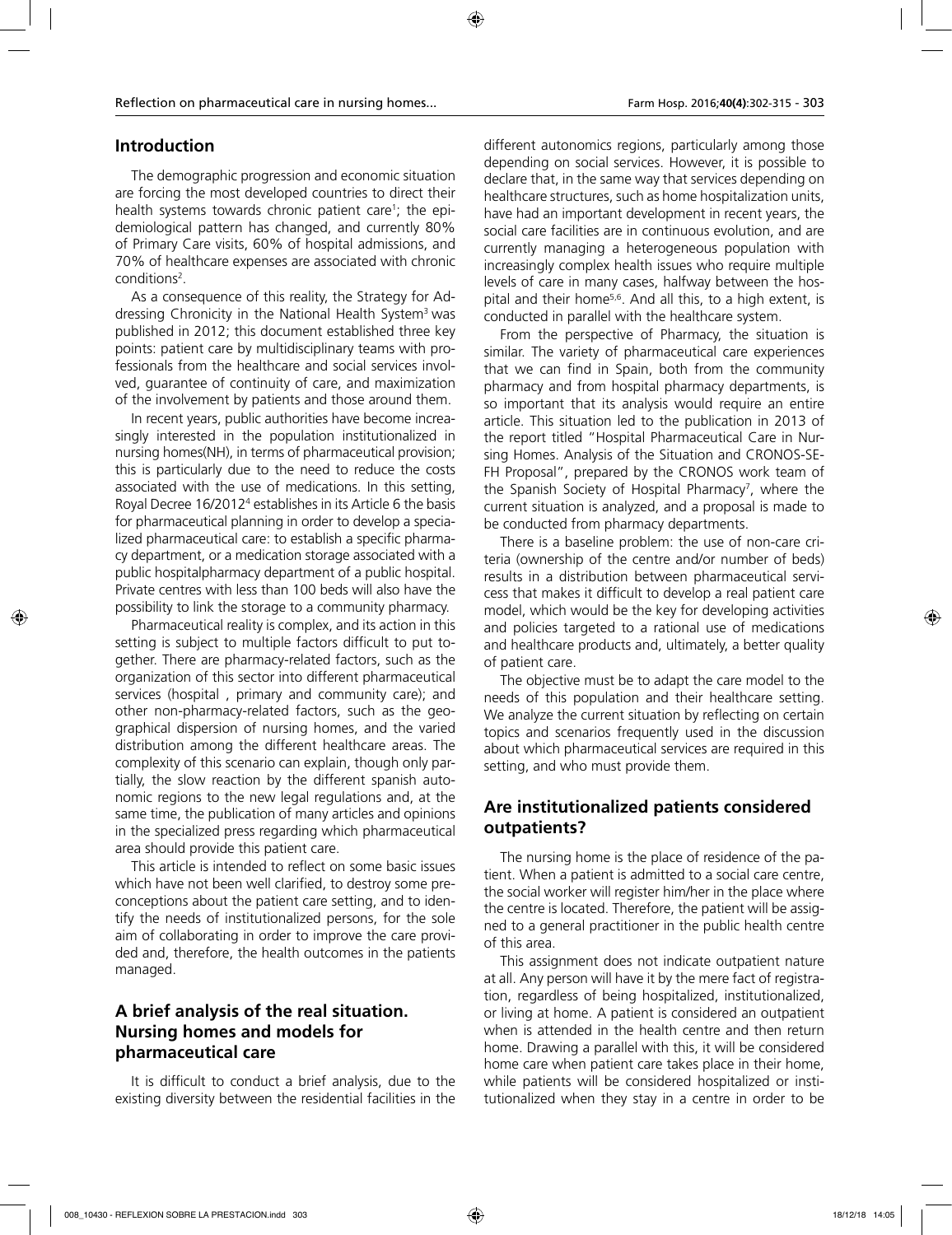## Introduction

The demographic progression and economic situation are forcing the most developed countries to direct their health systems towards chronic patient care[1]; the epidemiological pattern has changed, and currently 80% of Primary Care visits, 60% of hospital admissions, and 70% of healthcare expenses are associated with chronic conditions[2].

As a consequence of this reality, the Strategy for Addressing Chronicity in the National Health System[3] was published in 2012; this document established three key points: patient care by multidisciplinary teams with professionals from the healthcare and social services involved, guarantee of continuity of care, and maximization of the involvement by patients and those around them.

In recent years, public authorities have become increasingly interested in the population institutionalized in nursing homes(NH), in terms of pharmaceutical provision; this is particularly due to the need to reduce the costs associated with the use of medications. In this setting, Royal Decree 16/2012[4] establishes in its Article 6 the basis for pharmaceutical planning in order to develop a specialized pharmaceutical care: to establish a specific pharmacy department, or a medication storage associated with a public hospitalpharmacy department of a public hospital. Private centres with less than 100 beds will also have the possibility to link the storage to a community pharmacy.

Pharmaceutical reality is complex, and its action in this setting is subject to multiple factors difficult to put together. There are pharmacy-related factors, such as the organization of this sector into different pharmaceutical services (hospital , primary and community care); and other non-pharmacy-related factors, such as the geographical dispersion of nursing homes, and the varied distribution among the different healthcare areas. The complexity of this scenario can explain, though only partially, the slow reaction by the different spanish autonomic regions to the new legal regulations and, at the same time, the publication of many articles and opinions in the specialized press regarding which pharmaceutical area should provide this patient care.

This article is intended to reflect on some basic issues which have not been well clarified, to destroy some preconceptions about the patient care setting, and to identify the needs of institutionalized persons, for the sole aim of collaborating in order to improve the care provided and, therefore, the health outcomes in the patients managed.

## A brief analysis of the real situation. Nursing homes and models for pharmaceutical care

It is difficult to conduct a brief analysis, due to the existing diversity between the residential facilities in the different autonomics regions, particularly among those depending on social services. However, it is possible to declare that, in the same way that services depending on healthcare structures, such as home hospitalization units, have had an important development in recent years, the social care facilities are in continuous evolution, and are currently managing a heterogeneous population with increasingly complex health issues who require multiple levels of care in many cases, halfway between the hospital and their home[5,6]. And all this, to a high extent, is conducted in parallel with the healthcare system.

From the perspective of Pharmacy, the situation is similar. The variety of pharmaceutical care experiences that we can find in Spain, both from the community pharmacy and from hospital pharmacy departments, is so important that its analysis would require an entire article. This situation led to the publication in 2013 of the report titled "Hospital Pharmaceutical Care in Nursing Homes. Analysis of the Situation and CRONOS-SEFH Proposal", prepared by the CRONOS work team of the Spanish Society of Hospital Pharmacy[7], where the current situation is analyzed, and a proposal is made to be conducted from pharmacy departments.

There is a baseline problem: the use of non-care criteria (ownership of the centre and/or number of beds) results in a distribution between pharmaceutical servicess that makes it difficult to develop a real patient care model, which would be the key for developing activities and policies targeted to a rational use of medications and healthcare products and, ultimately, a better quality of patient care.

The objective must be to adapt the care model to the needs of this population and their healthcare setting. We analyze the current situation by reflecting on certain topics and scenarios frequently used in the discussion about which pharmaceutical services are required in this setting, and who must provide them.

## Are institutionalized patients considered outpatients?

The nursing home is the place of residence of the patient. When a patient is admitted to a social care centre, the social worker will register him/her in the place where the centre is located. Therefore, the patient will be assigned to a general practitioner in the public health centre of this area.

This assignment does not indicate outpatient nature at all. Any person will have it by the mere fact of registration, regardless of being hospitalized, institutionalized, or living at home. A patient is considered an outpatient when is attended in the health centre and then return home. Drawing a parallel with this, it will be considered home care when patient care takes place in their home, while patients will be considered hospitalized or institutionalized when they stay in a centre in order to be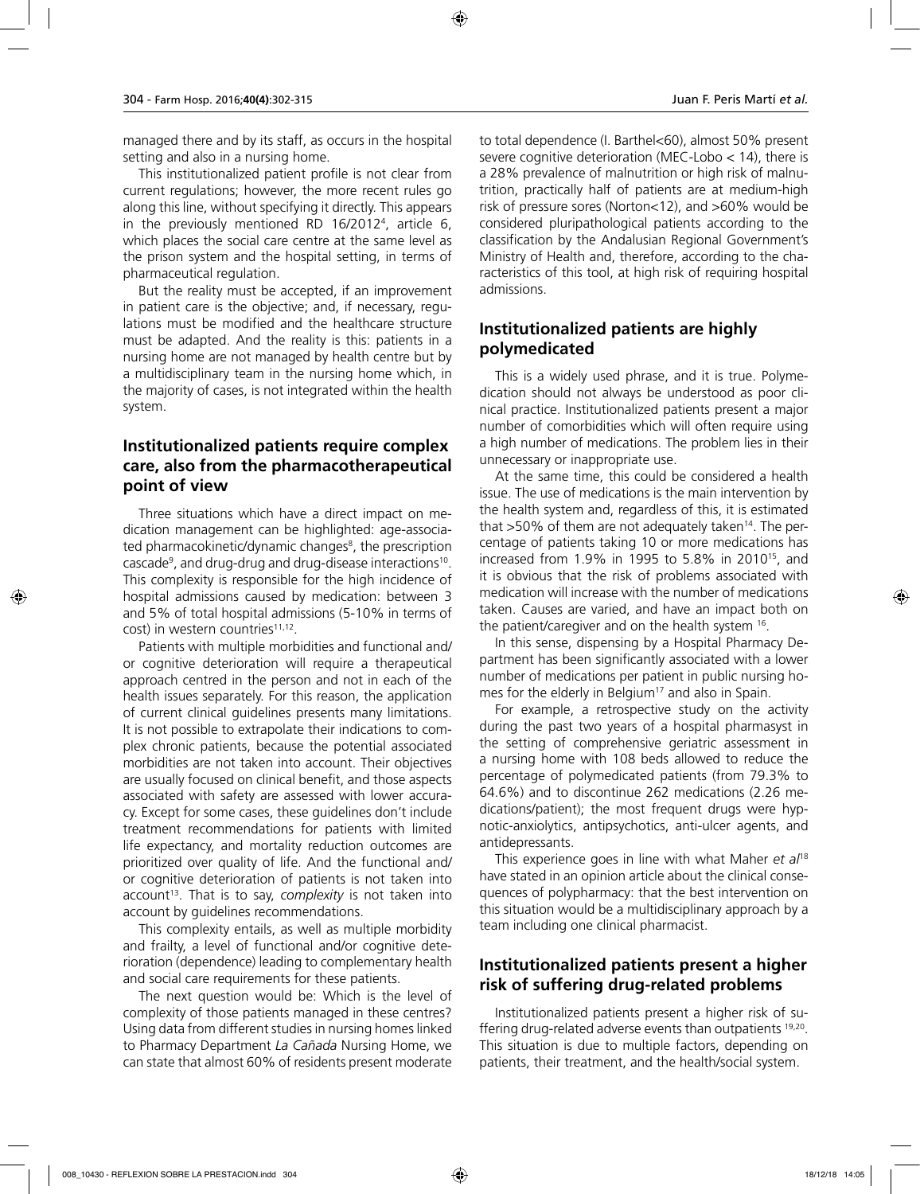managed there and by its staff, as occurs in the hospital setting and also in a nursing home.

This institutionalized patient profile is not clear from current regulations; however, the more recent rules go along this line, without specifying it directly. This appears in the previously mentioned RD 16/2012[4], article 6, which places the social care centre at the same level as the prison system and the hospital setting, in terms of pharmaceutical regulation.

But the reality must be accepted, if an improvement in patient care is the objective; and, if necessary, regulations must be modified and the healthcare structure must be adapted. And the reality is this: patients in a nursing home are not managed by health centre but by a multidisciplinary team in the nursing home which, in the majority of cases, is not integrated within the health system.

## Institutionalized patients require complex care, also from the pharmacotherapeutical point of view

Three situations which have a direct impact on medication management can be highlighted: age-associated pharmacokinetic/dynamic changes[8], the prescription cascade[9], and drug-drug and drug-disease interactions[10]. This complexity is responsible for the high incidence of hospital admissions caused by medication: between 3 and 5% of total hospital admissions (5-10% in terms of cost) in western countries[11,12].

Patients with multiple morbidities and functional and/or cognitive deterioration will require a therapeutical approach centred in the person and not in each of the health issues separately. For this reason, the application of current clinical guidelines presents many limitations. It is not possible to extrapolate their indications to complex chronic patients, because the potential associated morbidities are not taken into account. Their objectives are usually focused on clinical benefit, and those aspects associated with safety are assessed with lower accuracy. Except for some cases, these guidelines don't include treatment recommendations for patients with limited life expectancy, and mortality reduction outcomes are prioritized over quality of life. And the functional and/or cognitive deterioration of patients is not taken into account[13]. That is to say, *complexity* is not taken into account by guidelines recommendations.

This complexity entails, as well as multiple morbidity and frailty, a level of functional and/or cognitive deterioration (dependence) leading to complementary health and social care requirements for these patients.

The next question would be: Which is the level of complexity of those patients managed in these centres? Using data from different studies in nursing homes linked to Pharmacy Department *La Cañada* Nursing Home, we can state that almost 60% of residents present moderate to total dependence (I. Barthel<60), almost 50% present severe cognitive deterioration (MEC-Lobo < 14), there is a 28% prevalence of malnutrition or high risk of malnutrition, practically half of patients are at medium-high risk of pressure sores (Norton<12), and >60% would be considered pluripathological patients according to the classification by the Andalusian Regional Government's Ministry of Health and, therefore, according to the characteristics of this tool, at high risk of requiring hospital admissions.

## Institutionalized patients are highly polymedicated

This is a widely used phrase, and it is true. Polymedication should not always be understood as poor clinical practice. Institutionalized patients present a major number of comorbidities which will often require using a high number of medications. The problem lies in their unnecessary or inappropriate use.

At the same time, this could be considered a health issue. The use of medications is the main intervention by the health system and, regardless of this, it is estimated that >50% of them are not adequately taken[14]. The percentage of patients taking 10 or more medications has increased from 1.9% in 1995 to 5.8% in 2010[15], and it is obvious that the risk of problems associated with medication will increase with the number of medications taken. Causes are varied, and have an impact both on the patient/caregiver and on the health system [16].

In this sense, dispensing by a Hospital Pharmacy Department has been significantly associated with a lower number of medications per patient in public nursing homes for the elderly in Belgium[17] and also in Spain.

For example, a retrospective study on the activity during the past two years of a hospital pharmasyst in the setting of comprehensive geriatric assessment in a nursing home with 108 beds allowed to reduce the percentage of polymedicated patients (from 79.3% to 64.6%) and to discontinue 262 medications (2.26 medications/patient); the most frequent drugs were hypnotic-anxiolytics, antipsychotics, anti-ulcer agents, and antidepressants.

This experience goes in line with what Maher *et al*[18] have stated in an opinion article about the clinical consequences of polypharmacy: that the best intervention on this situation would be a multidisciplinary approach by a team including one clinical pharmacist.

## Institutionalized patients present a higher risk of suffering drug-related problems

Institutionalized patients present a higher risk of suffering drug-related adverse events than outpatients [19,20]. This situation is due to multiple factors, depending on patients, their treatment, and the health/social system.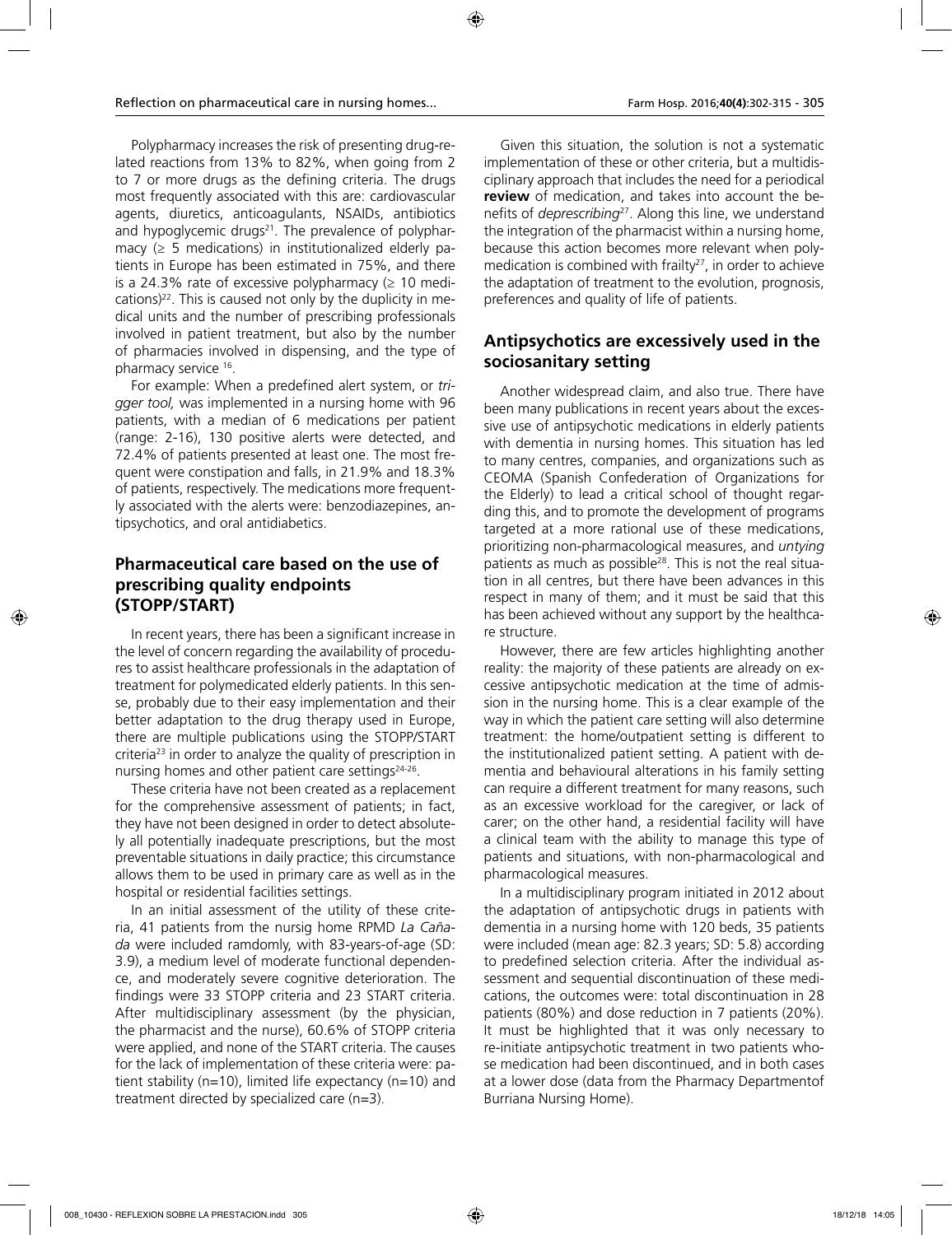Polypharmacy increases the risk of presenting drug-related reactions from 13% to 82%, when going from 2 to 7 or more drugs as the defining criteria. The drugs most frequently associated with this are: cardiovascular agents, diuretics, anticoagulants, NSAIDs, antibiotics and hypoglycemic drugs[21]. The prevalence of polypharmacy (≥ 5 medications) in institutionalized elderly patients in Europe has been estimated in 75%, and there is a 24.3% rate of excessive polypharmacy (≥ 10 medications)[22]. This is caused not only by the duplicity in medical units and the number of prescribing professionals involved in patient treatment, but also by the number of pharmacies involved in dispensing, and the type of pharmacy service [16].

For example: When a predefined alert system, or *trigger tool,* was implemented in a nursing home with 96 patients, with a median of 6 medications per patient (range: 2-16), 130 positive alerts were detected, and 72.4% of patients presented at least one. The most frequent were constipation and falls, in 21.9% and 18.3% of patients, respectively. The medications more frequently associated with the alerts were: benzodiazepines, antipsychotics, and oral antidiabetics.

## Pharmaceutical care based on the use of prescribing quality endpoints (STOPP/START)

In recent years, there has been a significant increase in the level of concern regarding the availability of procedures to assist healthcare professionals in the adaptation of treatment for polymedicated elderly patients. In this sense, probably due to their easy implementation and their better adaptation to the drug therapy used in Europe, there are multiple publications using the STOPP/START criteria[23] in order to analyze the quality of prescription in nursing homes and other patient care settings[24-26].

These criteria have not been created as a replacement for the comprehensive assessment of patients; in fact, they have not been designed in order to detect absolutely all potentially inadequate prescriptions, but the most preventable situations in daily practice; this circumstance allows them to be used in primary care as well as in the hospital or residential facilities settings.

In an initial assessment of the utility of these criteria, 41 patients from the nursig home RPMD *La Cañada* were included ramdomly, with 83-years-of-age (SD: 3.9), a medium level of moderate functional dependence, and moderately severe cognitive deterioration. The findings were 33 STOPP criteria and 23 START criteria. After multidisciplinary assessment (by the physician, the pharmacist and the nurse), 60.6% of STOPP criteria were applied, and none of the START criteria. The causes for the lack of implementation of these criteria were: patient stability (n=10), limited life expectancy (n=10) and treatment directed by specialized care (n=3).

Given this situation, the solution is not a systematic implementation of these or other criteria, but a multidisciplinary approach that includes the need for a periodical **review** of medication, and takes into account the benefits of *deprescribing*[27]. Along this line, we understand the integration of the pharmacist within a nursing home, because this action becomes more relevant when polymedication is combined with frailty[27], in order to achieve the adaptation of treatment to the evolution, prognosis, preferences and quality of life of patients.

## Antipsychotics are excessively used in the sociosanitary setting

Another widespread claim, and also true. There have been many publications in recent years about the excessive use of antipsychotic medications in elderly patients with dementia in nursing homes. This situation has led to many centres, companies, and organizations such as CEOMA (Spanish Confederation of Organizations for the Elderly) to lead a critical school of thought regarding this, and to promote the development of programs targeted at a more rational use of these medications, prioritizing non-pharmacological measures, and *untying* patients as much as possible[28]. This is not the real situation in all centres, but there have been advances in this respect in many of them; and it must be said that this has been achieved without any support by the healthcare structure.

However, there are few articles highlighting another reality: the majority of these patients are already on excessive antipsychotic medication at the time of admission in the nursing home. This is a clear example of the way in which the patient care setting will also determine treatment: the home/outpatient setting is different to the institutionalized patient setting. A patient with dementia and behavioural alterations in his family setting can require a different treatment for many reasons, such as an excessive workload for the caregiver, or lack of carer; on the other hand, a residential facility will have a clinical team with the ability to manage this type of patients and situations, with non-pharmacological and pharmacological measures.

In a multidisciplinary program initiated in 2012 about the adaptation of antipsychotic drugs in patients with dementia in a nursing home with 120 beds, 35 patients were included (mean age: 82.3 years; SD: 5.8) according to predefined selection criteria. After the individual assessment and sequential discontinuation of these medications, the outcomes were: total discontinuation in 28 patients (80%) and dose reduction in 7 patients (20%). It must be highlighted that it was only necessary to re-initiate antipsychotic treatment in two patients whose medication had been discontinued, and in both cases at a lower dose (data from the Pharmacy Departmentof Burriana Nursing Home).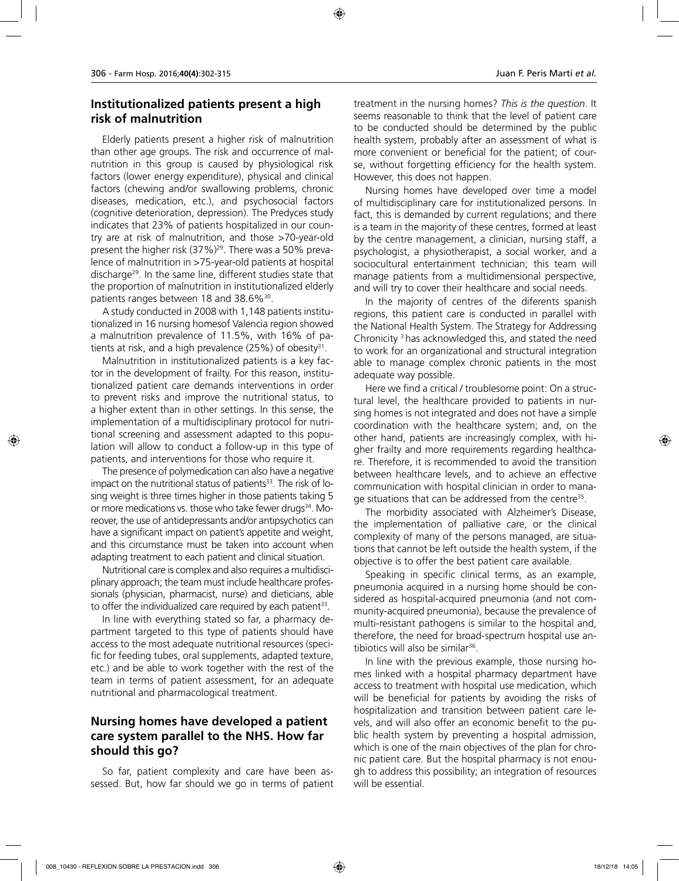## Institutionalized patients present a high risk of malnutrition

Elderly patients present a higher risk of malnutrition than other age groups. The risk and occurrence of malnutrition in this group is caused by physiological risk factors (lower energy expenditure), physical and clinical factors (chewing and/or swallowing problems, chronic diseases, medication, etc.), and psychosocial factors (cognitive deterioration, depression). The Predyces study indicates that 23% of patients hospitalized in our country are at risk of malnutrition, and those >70-year-old present the higher risk (37%)[29]. There was a 50% prevalence of malnutrition in >75-year-old patients at hospital discharge[29]. In the same line, different studies state that the proportion of malnutrition in institutionalized elderly patients ranges between 18 and 38.6%[30].

A study conducted in 2008 with 1,148 patients institutionalized in 16 nursing homesof Valencia region showed a malnutrition prevalence of 11.5%, with 16% of patients at risk, and a high prevalence (25%) of obesity[31].

Malnutrition in institutionalized patients is a key factor in the development of frailty. For this reason, institutionalized patient care demands interventions in order to prevent risks and improve the nutritional status, to a higher extent than in other settings. In this sense, the implementation of a multidisciplinary protocol for nutritional screening and assessment adapted to this population will allow to conduct a follow-up in this type of patients, and interventions for those who require it.

The presence of polymedication can also have a negative impact on the nutritional status of patients[33]. The risk of losing weight is three times higher in those patients taking 5 or more medications vs. those who take fewer drugs[34]. Moreover, the use of antidepressants and/or antipsychotics can have a significant impact on patient's appetite and weight, and this circumstance must be taken into account when adapting treatment to each patient and clinical situation.

Nutritional care is complex and also requires a multidisciplinary approach; the team must include healthcare professionals (physician, pharmacist, nurse) and dieticians, able to offer the individualized care required by each patient[33].

In line with everything stated so far, a pharmacy department targeted to this type of patients should have access to the most adequate nutritional resources (specific for feeding tubes, oral supplements, adapted texture, etc.) and be able to work together with the rest of the team in terms of patient assessment, for an adequate nutritional and pharmacological treatment.

## Nursing homes have developed a patient care system parallel to the NHS. How far should this go?

So far, patient complexity and care have been assessed. But, how far should we go in terms of patient treatment in the nursing homes? *This is the question*. It seems reasonable to think that the level of patient care to be conducted should be determined by the public health system, probably after an assessment of what is more convenient or beneficial for the patient; of course, without forgetting efficiency for the health system. However, this does not happen.

Nursing homes have developed over time a model of multidisciplinary care for institutionalized persons. In fact, this is demanded by current regulations; and there is a team in the majority of these centres, formed at least by the centre management, a clinician, nursing staff, a psychologist, a physiotherapist, a social worker, and a sociocultural entertainment technician; this team will manage patients from a multidimensional perspective, and will try to cover their healthcare and social needs.

In the majority of centres of the diferents spanish regions, this patient care is conducted in parallel with the National Health System. The Strategy for Addressing Chronicity [3] has acknowledged this, and stated the need to work for an organizational and structural integration able to manage complex chronic patients in the most adequate way possible.

Here we find a critical / troublesome point: On a structural level, the healthcare provided to patients in nursing homes is not integrated and does not have a simple coordination with the healthcare system; and, on the other hand, patients are increasingly complex, with higher frailty and more requirements regarding healthcare. Therefore, it is recommended to avoid the transition between healthcare levels, and to achieve an effective communication with hospital clinician in order to manage situations that can be addressed from the centre[35].

The morbidity associated with Alzheimer's Disease, the implementation of palliative care, or the clinical complexity of many of the persons managed, are situations that cannot be left outside the health system, if the objective is to offer the best patient care available.

Speaking in specific clinical terms, as an example, pneumonia acquired in a nursing home should be considered as hospital-acquired pneumonia (and not community-acquired pneumonia), because the prevalence of multi-resistant pathogens is similar to the hospital and, therefore, the need for broad-spectrum hospital use antibiotics will also be similar[36].

In line with the previous example, those nursing homes linked with a hospital pharmacy department have access to treatment with hospital use medication, which will be beneficial for patients by avoiding the risks of hospitalization and transition between patient care levels, and will also offer an economic benefit to the public health system by preventing a hospital admission, which is one of the main objectives of the plan for chronic patient care. But the hospital pharmacy is not enough to address this possibility; an integration of resources will be essential.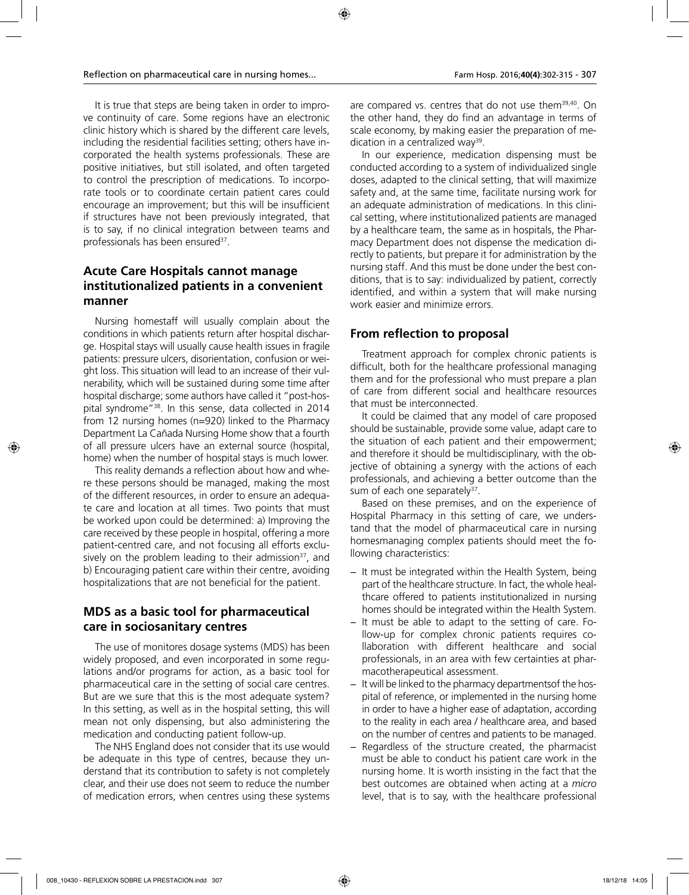It is true that steps are being taken in order to improve continuity of care. Some regions have an electronic clinic history which is shared by the different care levels, including the residential facilities setting; others have incorporated the health systems professionals. These are positive initiatives, but still isolated, and often targeted to control the prescription of medications. To incorporate tools or to coordinate certain patient cares could encourage an improvement; but this will be insufficient if structures have not been previously integrated, that is to say, if no clinical integration between teams and professionals has been ensured[37].

## Acute Care Hospitals cannot manage institutionalized patients in a convenient manner

Nursing homestaff will usually complain about the conditions in which patients return after hospital discharge. Hospital stays will usually cause health issues in fragile patients: pressure ulcers, disorientation, confusion or weight loss. This situation will lead to an increase of their vulnerability, which will be sustained during some time after hospital discharge; some authors have called it "post-hospital syndrome"[38]. In this sense, data collected in 2014 from 12 nursing homes (n=920) linked to the Pharmacy Department La Cañada Nursing Home show that a fourth of all pressure ulcers have an external source (hospital, home) when the number of hospital stays is much lower.

This reality demands a reflection about how and where these persons should be managed, making the most of the different resources, in order to ensure an adequate care and location at all times. Two points that must be worked upon could be determined: a) Improving the care received by these people in hospital, offering a more patient-centred care, and not focusing all efforts exclusively on the problem leading to their admission[37], and b) Encouraging patient care within their centre, avoiding hospitalizations that are not beneficial for the patient.

## MDS as a basic tool for pharmaceutical care in sociosanitary centres

The use of monitores dosage systems (MDS) has been widely proposed, and even incorporated in some regulations and/or programs for action, as a basic tool for pharmaceutical care in the setting of social care centres. But are we sure that this is the most adequate system? In this setting, as well as in the hospital setting, this will mean not only dispensing, but also administering the medication and conducting patient follow-up.

The NHS England does not consider that its use would be adequate in this type of centres, because they understand that its contribution to safety is not completely clear, and their use does not seem to reduce the number of medication errors, when centres using these systems are compared vs. centres that do not use them[39,40]. On the other hand, they do find an advantage in terms of scale economy, by making easier the preparation of medication in a centralized way[39].

In our experience, medication dispensing must be conducted according to a system of individualized single doses, adapted to the clinical setting, that will maximize safety and, at the same time, facilitate nursing work for an adequate administration of medications. In this clinical setting, where institutionalized patients are managed by a healthcare team, the same as in hospitals, the Pharmacy Department does not dispense the medication directly to patients, but prepare it for administration by the nursing staff. And this must be done under the best conditions, that is to say: individualized by patient, correctly identified, and within a system that will make nursing work easier and minimize errors.

## From reflection to proposal

Treatment approach for complex chronic patients is difficult, both for the healthcare professional managing them and for the professional who must prepare a plan of care from different social and healthcare resources that must be interconnected.

It could be claimed that any model of care proposed should be sustainable, provide some value, adapt care to the situation of each patient and their empowerment; and therefore it should be multidisciplinary, with the objective of obtaining a synergy with the actions of each professionals, and achieving a better outcome than the sum of each one separately[37].

Based on these premises, and on the experience of Hospital Pharmacy in this setting of care, we understand that the model of pharmaceutical care in nursing homesmanaging complex patients should meet the following characteristics:

- It must be integrated within the Health System, being part of the healthcare structure. In fact, the whole healthcare offered to patients institutionalized in nursing homes should be integrated within the Health System.
- It must be able to adapt to the setting of care. Follow-up for complex chronic patients requires collaboration with different healthcare and social professionals, in an area with few certainties at pharmacotherapeutical assessment.
- It will be linked to the pharmacy departmentsof the hospital of reference, or implemented in the nursing home in order to have a higher ease of adaptation, according to the reality in each area / healthcare area, and based on the number of centres and patients to be managed.
- Regardless of the structure created, the pharmacist must be able to conduct his patient care work in the nursing home. It is worth insisting in the fact that the best outcomes are obtained when acting at a *micro* level, that is to say, with the healthcare professional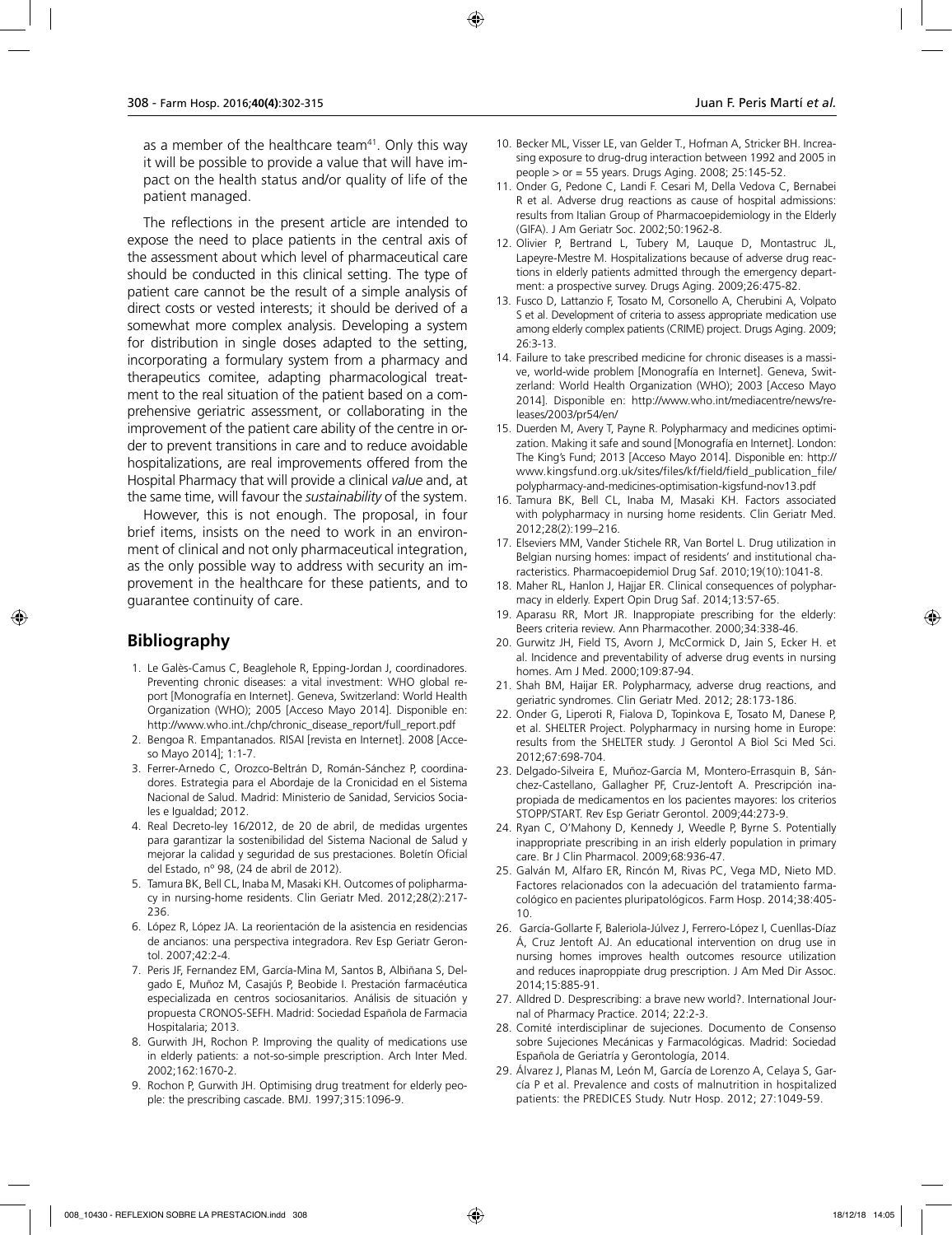as a member of the healthcare team[41]. Only this way it will be possible to provide a value that will have impact on the health status and/or quality of life of the patient managed.

The reflections in the present article are intended to expose the need to place patients in the central axis of the assessment about which level of pharmaceutical care should be conducted in this clinical setting. The type of patient care cannot be the result of a simple analysis of direct costs or vested interests; it should be derived of a somewhat more complex analysis. Developing a system for distribution in single doses adapted to the setting, incorporating a formulary system from a pharmacy and therapeutics comitee, adapting pharmacological treatment to the real situation of the patient based on a comprehensive geriatric assessment, or collaborating in the improvement of the patient care ability of the centre in order to prevent transitions in care and to reduce avoidable hospitalizations, are real improvements offered from the Hospital Pharmacy that will provide a clinical *value* and, at the same time, will favour the *sustainability* of the system.

However, this is not enough. The proposal, in four brief items, insists on the need to work in an environment of clinical and not only pharmaceutical integration, as the only possible way to address with security an improvement in the healthcare for these patients, and to guarantee continuity of care.

## Bibliography

1. Le Galès-Camus C, Beaglehole R, Epping-Jordan J, coordinadores. Preventing chronic diseases: a vital investment: WHO global report [Monografía en Internet]. Geneva, Switzerland: World Health Organization (WHO); 2005 [Acceso Mayo 2014]. Disponible en: http://www.who.int./chp/chronic_disease_report/full_report.pdf
2. Bengoa R. Empantanados. RISAI [revista en Internet]. 2008 [Acceso Mayo 2014]; 1:1-7.
3. Ferrer-Arnedo C, Orozco-Beltrán D, Román-Sánchez P, coordinadores. Estrategia para el Abordaje de la Cronicidad en el Sistema Nacional de Salud. Madrid: Ministerio de Sanidad, Servicios Sociales e Igualdad; 2012.
4. Real Decreto-ley 16/2012, de 20 de abril, de medidas urgentes para garantizar la sostenibilidad del Sistema Nacional de Salud y mejorar la calidad y seguridad de sus prestaciones. Boletín Oficial del Estado, nº 98, (24 de abril de 2012).
5. Tamura BK, Bell CL, Inaba M, Masaki KH. Outcomes of polipharmacy in nursing-home residents. Clin Geriatr Med. 2012;28(2):217-236.
6. López R, López JA. La reorientación de la asistencia en residencias de ancianos: una perspectiva integradora. Rev Esp Geriatr Gerontol. 2007;42:2-4.
7. Peris JF, Fernandez EM, García-Mina M, Santos B, Albiñana S, Delgado E, Muñoz M, Casajús P, Beobide I. Prestación farmacéutica especializada en centros sociosanitarios. Análisis de situación y propuesta CRONOS-SEFH. Madrid: Sociedad Española de Farmacia Hospitalaria; 2013.
8. Gurwith JH, Rochon P. Improving the quality of medications use in elderly patients: a not-so-simple prescription. Arch Inter Med. 2002;162:1670-2.
9. Rochon P, Gurwith JH. Optimising drug treatment for elderly people: the prescribing cascade. BMJ. 1997;315:1096-9.
10. Becker ML, Visser LE, van Gelder T., Hofman A, Stricker BH. Increasing exposure to drug-drug interaction between 1992 and 2005 in people > or = 55 years. Drugs Aging. 2008; 25:145-52.
11. Onder G, Pedone C, Landi F. Cesari M, Della Vedova C, Bernabei R et al. Adverse drug reactions as cause of hospital admissions: results from Italian Group of Pharmacoepidemiology in the Elderly (GIFA). J Am Geriatr Soc. 2002;50:1962-8.
12. Olivier P, Bertrand L, Tubery M, Lauque D, Montastruc JL, Lapeyre-Mestre M. Hospitalizations because of adverse drug reactions in elderly patients admitted through the emergency department: a prospective survey. Drugs Aging. 2009;26:475-82.
13. Fusco D, Lattanzio F, Tosato M, Corsonello A, Cherubini A, Volpato S et al. Development of criteria to assess appropriate medication use among elderly complex patients (CRIME) project. Drugs Aging. 2009; 26:3-13.
14. Failure to take prescribed medicine for chronic diseases is a massive, world-wide problem [Monografía en Internet]. Geneva, Switzerland: World Health Organization (WHO); 2003 [Acceso Mayo 2014]. Disponible en: http://www.who.int/mediacentre/news/releases/2003/pr54/en/
15. Duerden M, Avery T, Payne R. Polypharmacy and medicines optimization. Making it safe and sound [Monografía en Internet]. London: The King's Fund; 2013 [Acceso Mayo 2014]. Disponible en: http://www.kingsfund.org.uk/sites/files/kf/field/field_publication_file/polypharmacy-and-medicines-optimisation-kigsfund-nov13.pdf
16. Tamura BK, Bell CL, Inaba M, Masaki KH. Factors associated with polypharmacy in nursing home residents. Clin Geriatr Med. 2012;28(2):199–216.
17. Elseviers MM, Vander Stichele RR, Van Bortel L. Drug utilization in Belgian nursing homes: impact of residents' and institutional characteristics. Pharmacoepidemiol Drug Saf. 2010;19(10):1041-8.
18. Maher RL, Hanlon J, Hajjar ER. Clinical consequences of polypharmacy in elderly. Expert Opin Drug Saf. 2014;13:57-65.
19. Aparasu RR, Mort JR. Inappropiate prescribing for the elderly: Beers criteria review. Ann Pharmacother. 2000;34:338-46.
20. Gurwitz JH, Field TS, Avorn J, McCormick D, Jain S, Ecker H. et al. Incidence and preventability of adverse drug events in nursing homes. Am J Med. 2000;109:87-94.
21. Shah BM, Haijar ER. Polypharmacy, adverse drug reactions, and geriatric syndromes. Clin Geriatr Med. 2012; 28:173-186.
22. Onder G, Liperoti R, Fialova D, Topinkova E, Tosato M, Danese P, et al. SHELTER Project. Polypharmacy in nursing home in Europe: results from the SHELTER study. J Gerontol A Biol Sci Med Sci. 2012;67:698-704.
23. Delgado-Silveira E, Muñoz-García M, Montero-Errasquin B, Sánchez-Castellano, Gallagher PF, Cruz-Jentoft A. Prescripción inapropiada de medicamentos en los pacientes mayores: los criterios STOPP/START. Rev Esp Geriatr Gerontol. 2009;44:273-9.
24. Ryan C, O'Mahony D, Kennedy J, Weedle P, Byrne S. Potentially inappropriate prescribing in an irish elderly population in primary care. Br J Clin Pharmacol. 2009;68:936-47.
25. Galván M, Alfaro ER, Rincón M, Rivas PC, Vega MD, Nieto MD. Factores relacionados con la adecuación del tratamiento farmacológico en pacientes pluripatológicos. Farm Hosp. 2014;38:405-10.
26. García-Gollarte F, Baleriola-Júlvez J, Ferrero-López I, Cuenllas-Díaz Á, Cruz Jentoft AJ. An educational intervention on drug use in nursing homes improves health outcomes resource utilization and reduces inappropiate drug prescription. J Am Med Dir Assoc. 2014;15:885-91.
27. Alldred D. Desprescribing: a brave new world?. International Journal of Pharmacy Practice. 2014; 22:2-3.
28. Comité interdisciplinar de sujeciones. Documento de Consenso sobre Sujeciones Mecánicas y Farmacológicas. Madrid: Sociedad Española de Geriatría y Gerontología, 2014.
29. Álvarez J, Planas M, León M, García de Lorenzo A, Celaya S, García P et al. Prevalence and costs of malnutrition in hospitalized patients: the PREDICES Study. Nutr Hosp. 2012; 27:1049-59.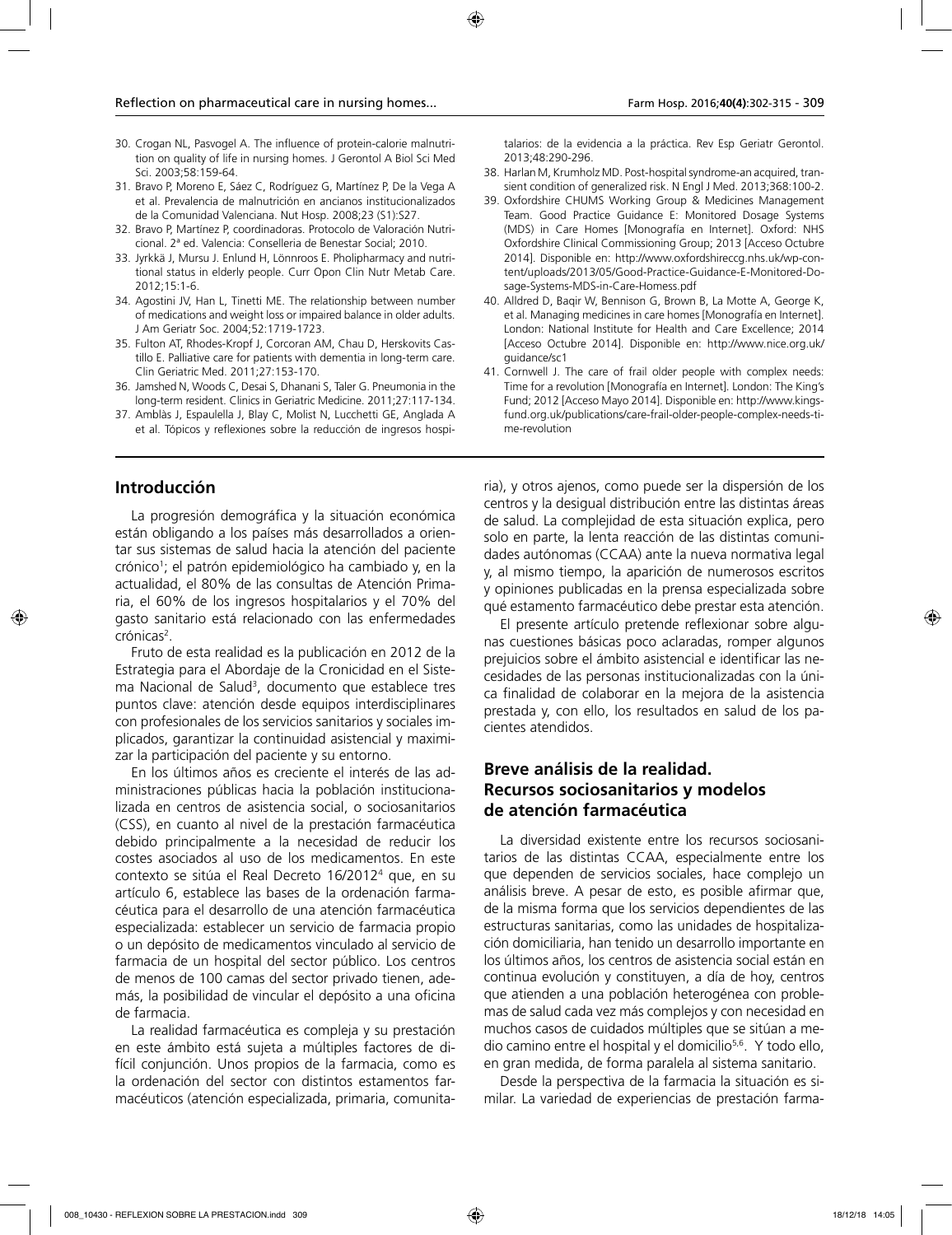30. Crogan NL, Pasvogel A. The influence of protein-calorie malnutrition on quality of life in nursing homes. J Gerontol A Biol Sci Med Sci. 2003;58:159-64.
31. Bravo P, Moreno E, Sáez C, Rodríguez G, Martínez P, De la Vega A et al. Prevalencia de malnutrición en ancianos institucionalizados de la Comunidad Valenciana. Nut Hosp. 2008;23 (S1):S27.
32. Bravo P, Martínez P, coordinadoras. Protocolo de Valoración Nutricional. 2ª ed. Valencia: Conselleria de Benestar Social; 2010.
33. Jyrkkä J, Mursu J. Enlund H, Lönnroos E. Pholipharmacy and nutritional status in elderly people. Curr Opon Clin Nutr Metab Care. 2012;15:1-6.
34. Agostini JV, Han L, Tinetti ME. The relationship between number of medications and weight loss or impaired balance in older adults. J Am Geriatr Soc. 2004;52:1719-1723.
35. Fulton AT, Rhodes-Kropf J, Corcoran AM, Chau D, Herskovits Castillo E. Palliative care for patients with dementia in long-term care. Clin Geriatric Med. 2011;27:153-170.
36. Jamshed N, Woods C, Desai S, Dhanani S, Taler G. Pneumonia in the long-term resident. Clinics in Geriatric Medicine. 2011;27:117-134.
37. Amblàs J, Espaulella J, Blay C, Molist N, Lucchetti GE, Anglada A et al. Tópicos y reflexiones sobre la reducción de ingresos hospitalarios: de la evidencia a la práctica. Rev Esp Geriatr Gerontol. 2013;48:290-296.
38. Harlan M, Krumholz MD. Post-hospital syndrome-an acquired, transient condition of generalized risk. N Engl J Med. 2013;368:100-2.
39. Oxfordshire CHUMS Working Group & Medicines Management Team. Good Practice Guidance E: Monitored Dosage Systems (MDS) in Care Homes [Monografía en Internet]. Oxford: NHS Oxfordshire Clinical Commissioning Group; 2013 [Acceso Octubre 2014]. Disponible en: http://www.oxfordshireccg.nhs.uk/wp-content/uploads/2013/05/Good-Practice-Guidance-E-Monitored-Dosage-Systems-MDS-in-Care-Homess.pdf
40. Alldred D, Baqir W, Bennison G, Brown B, La Motte A, George K, et al. Managing medicines in care homes [Monografía en Internet]. London: National Institute for Health and Care Excellence; 2014 [Acceso Octubre 2014]. Disponible en: http://www.nice.org.uk/guidance/sc1
41. Cornwell J. The care of frail older people with complex needs: Time for a revolution [Monografía en Internet]. London: The King's Fund; 2012 [Acceso Mayo 2014]. Disponible en: http://www.kingsfund.org.uk/publications/care-frail-older-people-complex-needs-time-revolution

## Introducción

La progresión demográfica y la situación económica están obligando a los países más desarrollados a orientar sus sistemas de salud hacia la atención del paciente crónico[1]; el patrón epidemiológico ha cambiado y, en la actualidad, el 80% de las consultas de Atención Primaria, el 60% de los ingresos hospitalarios y el 70% del gasto sanitario está relacionado con las enfermedades crónicas[2].

Fruto de esta realidad es la publicación en 2012 de la Estrategia para el Abordaje de la Cronicidad en el Sistema Nacional de Salud[3], documento que establece tres puntos clave: atención desde equipos interdisciplinares con profesionales de los servicios sanitarios y sociales implicados, garantizar la continuidad asistencial y maximizar la participación del paciente y su entorno.

En los últimos años es creciente el interés de las administraciones públicas hacia la población institucionalizada en centros de asistencia social, o sociosanitarios (CSS), en cuanto al nivel de la prestación farmacéutica debido principalmente a la necesidad de reducir los costes asociados al uso de los medicamentos. En este contexto se sitúa el Real Decreto 16/2012[4] que, en su artículo 6, establece las bases de la ordenación farmacéutica para el desarrollo de una atención farmacéutica especializada: establecer un servicio de farmacia propio o un depósito de medicamentos vinculado al servicio de farmacia de un hospital del sector público. Los centros de menos de 100 camas del sector privado tienen, además, la posibilidad de vincular el depósito a una oficina de farmacia.

La realidad farmacéutica es compleja y su prestación en este ámbito está sujeta a múltiples factores de difícil conjunción. Unos propios de la farmacia, como es la ordenación del sector con distintos estamentos farmacéuticos (atención especializada, primaria, comunitaria), y otros ajenos, como puede ser la dispersión de los centros y la desigual distribución entre las distintas áreas de salud. La complejidad de esta situación explica, pero solo en parte, la lenta reacción de las distintas comunidades autónomas (CCAA) ante la nueva normativa legal y, al mismo tiempo, la aparición de numerosos escritos y opiniones publicadas en la prensa especializada sobre qué estamento farmacéutico debe prestar esta atención.

El presente artículo pretende reflexionar sobre algunas cuestiones básicas poco aclaradas, romper algunos prejuicios sobre el ámbito asistencial e identificar las necesidades de las personas institucionalizadas con la única finalidad de colaborar en la mejora de la asistencia prestada y, con ello, los resultados en salud de los pacientes atendidos.

## Breve análisis de la realidad. Recursos sociosanitarios y modelos de atención farmacéutica

La diversidad existente entre los recursos sociosanitarios de las distintas CCAA, especialmente entre los que dependen de servicios sociales, hace complejo un análisis breve. A pesar de esto, es posible afirmar que, de la misma forma que los servicios dependientes de las estructuras sanitarias, como las unidades de hospitalización domiciliaria, han tenido un desarrollo importante en los últimos años, los centros de asistencia social están en continua evolución y constituyen, a día de hoy, centros que atienden a una población heterogénea con problemas de salud cada vez más complejos y con necesidad en muchos casos de cuidados múltiples que se sitúan a medio camino entre el hospital y el domicilio[5,6]. Y todo ello, en gran medida, de forma paralela al sistema sanitario.

Desde la perspectiva de la farmacia la situación es similar. La variedad de experiencias de prestación farma-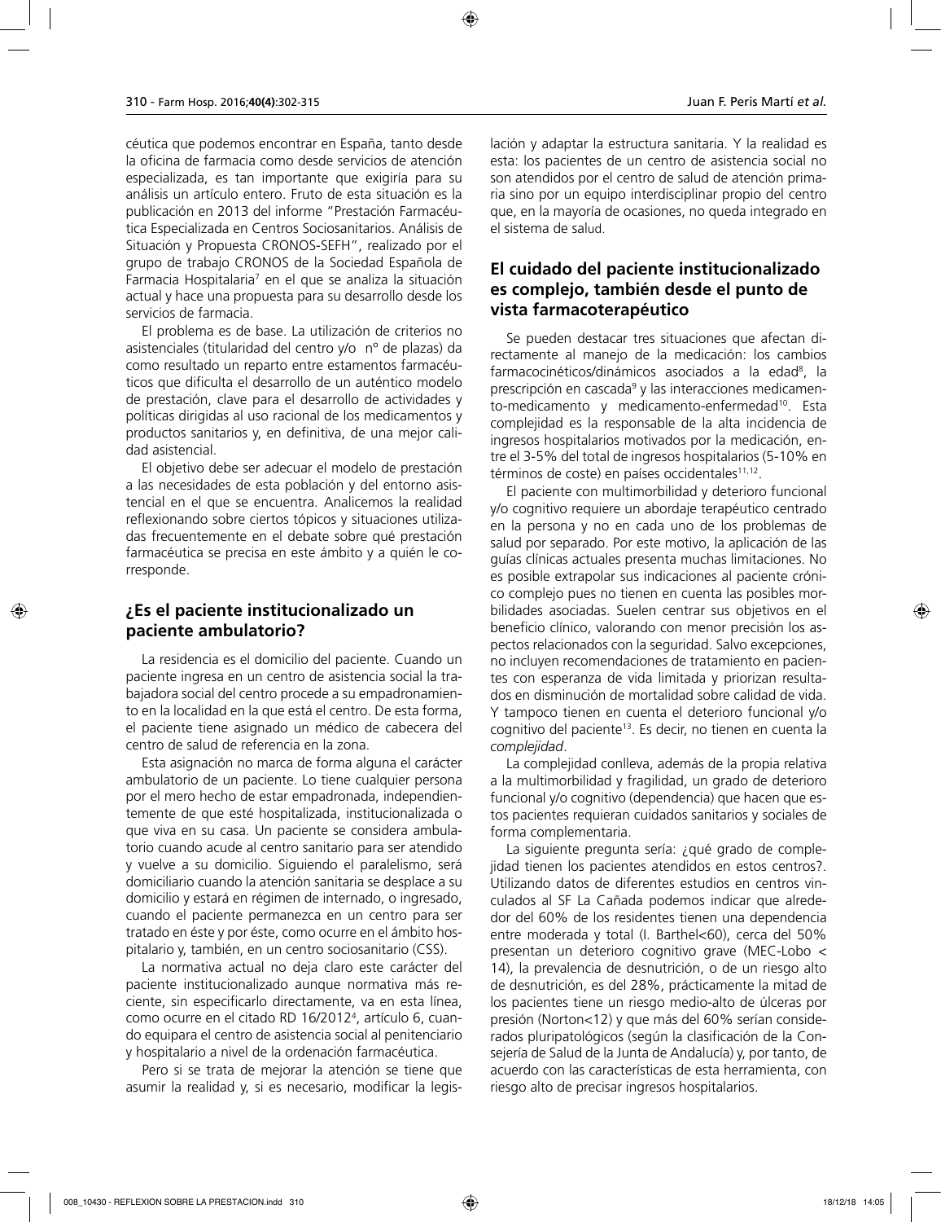céutica que podemos encontrar en España, tanto desde la oficina de farmacia como desde servicios de atención especializada, es tan importante que exigiría para su análisis un artículo entero. Fruto de esta situación es la publicación en 2013 del informe "Prestación Farmacéutica Especializada en Centros Sociosanitarios. Análisis de Situación y Propuesta CRONOS-SEFH", realizado por el grupo de trabajo CRONOS de la Sociedad Española de Farmacia Hospitalaria[7] en el que se analiza la situación actual y hace una propuesta para su desarrollo desde los servicios de farmacia.

El problema es de base. La utilización de criterios no asistenciales (titularidad del centro y/o nº de plazas) da como resultado un reparto entre estamentos farmacéuticos que dificulta el desarrollo de un auténtico modelo de prestación, clave para el desarrollo de actividades y políticas dirigidas al uso racional de los medicamentos y productos sanitarios y, en definitiva, de una mejor calidad asistencial.

El objetivo debe ser adecuar el modelo de prestación a las necesidades de esta población y del entorno asistencial en el que se encuentra. Analicemos la realidad reflexionando sobre ciertos tópicos y situaciones utilizadas frecuentemente en el debate sobre qué prestación farmacéutica se precisa en este ámbito y a quién le corresponde.

## ¿Es el paciente institucionalizado un paciente ambulatorio?

La residencia es el domicilio del paciente. Cuando un paciente ingresa en un centro de asistencia social la trabajadora social del centro procede a su empadronamiento en la localidad en la que está el centro. De esta forma, el paciente tiene asignado un médico de cabecera del centro de salud de referencia en la zona.

Esta asignación no marca de forma alguna el carácter ambulatorio de un paciente. Lo tiene cualquier persona por el mero hecho de estar empadronada, independientemente de que esté hospitalizada, institucionalizada o que viva en su casa. Un paciente se considera ambulatorio cuando acude al centro sanitario para ser atendido y vuelve a su domicilio. Siguiendo el paralelismo, será domiciliario cuando la atención sanitaria se desplace a su domicilio y estará en régimen de internado, o ingresado, cuando el paciente permanezca en un centro para ser tratado en éste y por éste, como ocurre en el ámbito hospitalario y, también, en un centro sociosanitario (CSS).

La normativa actual no deja claro este carácter del paciente institucionalizado aunque normativa más reciente, sin especificarlo directamente, va en esta línea, como ocurre en el citado RD 16/2012[4], artículo 6, cuando equipara el centro de asistencia social al penitenciario y hospitalario a nivel de la ordenación farmacéutica.

Pero si se trata de mejorar la atención se tiene que asumir la realidad y, si es necesario, modificar la legislación y adaptar la estructura sanitaria. Y la realidad es esta: los pacientes de un centro de asistencia social no son atendidos por el centro de salud de atención primaria sino por un equipo interdisciplinar propio del centro que, en la mayoría de ocasiones, no queda integrado en el sistema de salud.

## El cuidado del paciente institucionalizado es complejo, también desde el punto de vista farmacoterapéutico

Se pueden destacar tres situaciones que afectan directamente al manejo de la medicación: los cambios farmacocinéticos/dinámicos asociados a la edad[8], la prescripción en cascada[9] y las interacciones medicamento-medicamento y medicamento-enfermedad[10]. Esta complejidad es la responsable de la alta incidencia de ingresos hospitalarios motivados por la medicación, entre el 3-5% del total de ingresos hospitalarios (5-10% en términos de coste) en países occidentales[11,12].

El paciente con multimorbilidad y deterioro funcional y/o cognitivo requiere un abordaje terapéutico centrado en la persona y no en cada uno de los problemas de salud por separado. Por este motivo, la aplicación de las guías clínicas actuales presenta muchas limitaciones. No es posible extrapolar sus indicaciones al paciente crónico complejo pues no tienen en cuenta las posibles morbilidades asociadas. Suelen centrar sus objetivos en el beneficio clínico, valorando con menor precisión los aspectos relacionados con la seguridad. Salvo excepciones, no incluyen recomendaciones de tratamiento en pacientes con esperanza de vida limitada y priorizan resultados en disminución de mortalidad sobre calidad de vida. Y tampoco tienen en cuenta el deterioro funcional y/o cognitivo del paciente[13]. Es decir, no tienen en cuenta la *complejidad*.

La complejidad conlleva, además de la propia relativa a la multimorbilidad y fragilidad, un grado de deterioro funcional y/o cognitivo (dependencia) que hacen que estos pacientes requieran cuidados sanitarios y sociales de forma complementaria.

La siguiente pregunta sería: ¿qué grado de complejidad tienen los pacientes atendidos en estos centros?. Utilizando datos de diferentes estudios en centros vinculados al SF La Cañada podemos indicar que alrededor del 60% de los residentes tienen una dependencia entre moderada y total (I. Barthel<60), cerca del 50% presentan un deterioro cognitivo grave (MEC-Lobo < 14), la prevalencia de desnutrición, o de un riesgo alto de desnutrición, es del 28%, prácticamente la mitad de los pacientes tiene un riesgo medio-alto de úlceras por presión (Norton<12) y que más del 60% serían considerados pluripatológicos (según la clasificación de la Consejería de Salud de la Junta de Andalucía) y, por tanto, de acuerdo con las características de esta herramienta, con riesgo alto de precisar ingresos hospitalarios.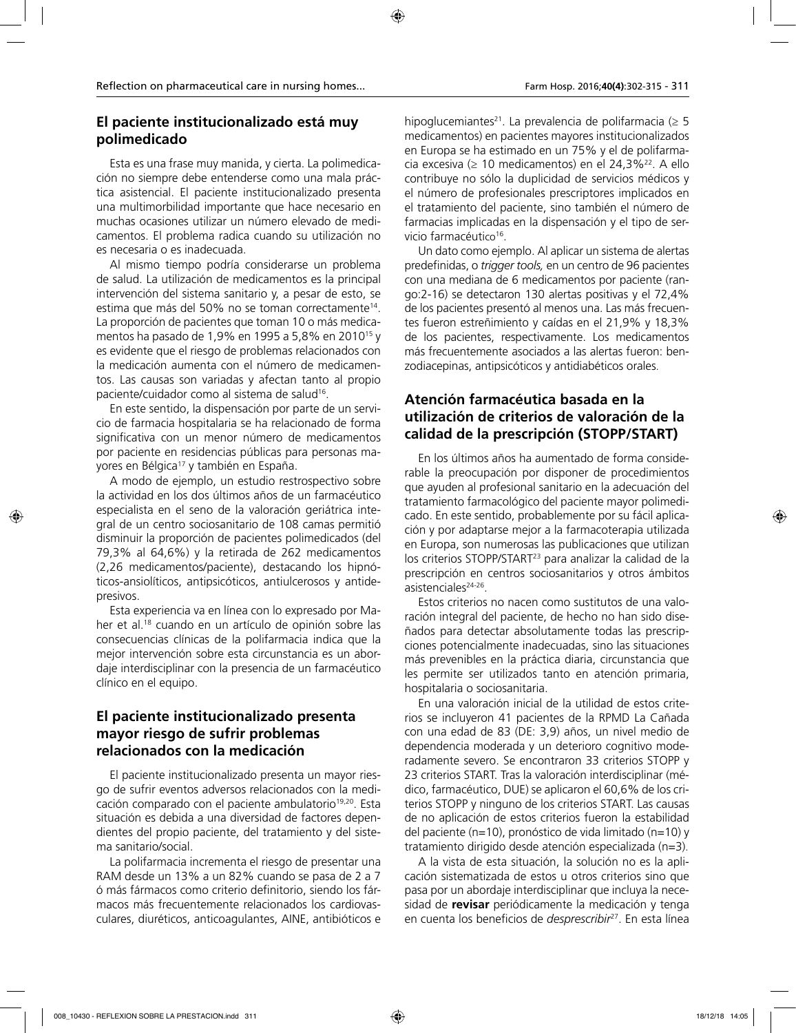## El paciente institucionalizado está muy polimedicado

Esta es una frase muy manida, y cierta. La polimedicación no siempre debe entenderse como una mala práctica asistencial. El paciente institucionalizado presenta una multimorbilidad importante que hace necesario en muchas ocasiones utilizar un número elevado de medicamentos. El problema radica cuando su utilización no es necesaria o es inadecuada.

Al mismo tiempo podría considerarse un problema de salud. La utilización de medicamentos es la principal intervención del sistema sanitario y, a pesar de esto, se estima que más del 50% no se toman correctamente[14]. La proporción de pacientes que toman 10 o más medicamentos ha pasado de 1,9% en 1995 a 5,8% en 2010[15] y es evidente que el riesgo de problemas relacionados con la medicación aumenta con el número de medicamentos. Las causas son variadas y afectan tanto al propio paciente/cuidador como al sistema de salud[16].

En este sentido, la dispensación por parte de un servicio de farmacia hospitalaria se ha relacionado de forma significativa con un menor número de medicamentos por paciente en residencias públicas para personas mayores en Bélgica[17] y también en España.

A modo de ejemplo, un estudio restrospectivo sobre la actividad en los dos últimos años de un farmacéutico especialista en el seno de la valoración geriátrica integral de un centro sociosanitario de 108 camas permitió disminuir la proporción de pacientes polimedicados (del 79,3% al 64,6%) y la retirada de 262 medicamentos (2,26 medicamentos/paciente), destacando los hipnóticos-ansiolíticos, antipsicóticos, antiulcerosos y antidepresivos.

Esta experiencia va en línea con lo expresado por Maher et al.[18] cuando en un artículo de opinión sobre las consecuencias clínicas de la polifarmacia indica que la mejor intervención sobre esta circunstancia es un abordaje interdisciplinar con la presencia de un farmacéutico clínico en el equipo.

## El paciente institucionalizado presenta mayor riesgo de sufrir problemas relacionados con la medicación

El paciente institucionalizado presenta un mayor riesgo de sufrir eventos adversos relacionados con la medicación comparado con el paciente ambulatorio[19,20]. Esta situación es debida a una diversidad de factores dependientes del propio paciente, del tratamiento y del sistema sanitario/social.

La polifarmacia incrementa el riesgo de presentar una RAM desde un 13% a un 82% cuando se pasa de 2 a 7 ó más fármacos como criterio definitorio, siendo los fármacos más frecuentemente relacionados los cardiovasculares, diuréticos, anticoagulantes, AINE, antibióticos e hipoglucemiantes[21]. La prevalencia de polifarmacia (≥ 5 medicamentos) en pacientes mayores institucionalizados en Europa se ha estimado en un 75% y el de polifarmacia excesiva (≥ 10 medicamentos) en el 24,3%[22]. A ello contribuye no sólo la duplicidad de servicios médicos y el número de profesionales prescriptores implicados en el tratamiento del paciente, sino también el número de farmacias implicadas en la dispensación y el tipo de servicio farmacéutico[16].

Un dato como ejemplo. Al aplicar un sistema de alertas predefinidas, o *trigger tools,* en un centro de 96 pacientes con una mediana de 6 medicamentos por paciente (rango:2-16) se detectaron 130 alertas positivas y el 72,4% de los pacientes presentó al menos una. Las más frecuentes fueron estreñimiento y caídas en el 21,9% y 18,3% de los pacientes, respectivamente. Los medicamentos más frecuentemente asociados a las alertas fueron: benzodiacepinas, antipsicóticos y antidiabéticos orales.

## Atención farmacéutica basada en la utilización de criterios de valoración de la calidad de la prescripción (STOPP/START)

En los últimos años ha aumentado de forma considerable la preocupación por disponer de procedimientos que ayuden al profesional sanitario en la adecuación del tratamiento farmacológico del paciente mayor polimedicado. En este sentido, probablemente por su fácil aplicación y por adaptarse mejor a la farmacoterapia utilizada en Europa, son numerosas las publicaciones que utilizan los criterios STOPP/START[23] para analizar la calidad de la prescripción en centros sociosanitarios y otros ámbitos asistenciales[24-26].

Estos criterios no nacen como sustitutos de una valoración integral del paciente, de hecho no han sido diseñados para detectar absolutamente todas las prescripciones potencialmente inadecuadas, sino las situaciones más prevenibles en la práctica diaria, circunstancia que les permite ser utilizados tanto en atención primaria, hospitalaria o sociosanitaria.

En una valoración inicial de la utilidad de estos criterios se incluyeron 41 pacientes de la RPMD La Cañada con una edad de 83 (DE: 3,9) años, un nivel medio de dependencia moderada y un deterioro cognitivo moderadamente severo. Se encontraron 33 criterios STOPP y 23 criterios START. Tras la valoración interdisciplinar (médico, farmacéutico, DUE) se aplicaron el 60,6% de los criterios STOPP y ninguno de los criterios START. Las causas de no aplicación de estos criterios fueron la estabilidad del paciente (n=10), pronóstico de vida limitado (n=10) y tratamiento dirigido desde atención especializada (n=3).

A la vista de esta situación, la solución no es la aplicación sistematizada de estos u otros criterios sino que pasa por un abordaje interdisciplinar que incluya la necesidad de **revisar** periódicamente la medicación y tenga en cuenta los beneficios de *desprescribir*[27]. En esta línea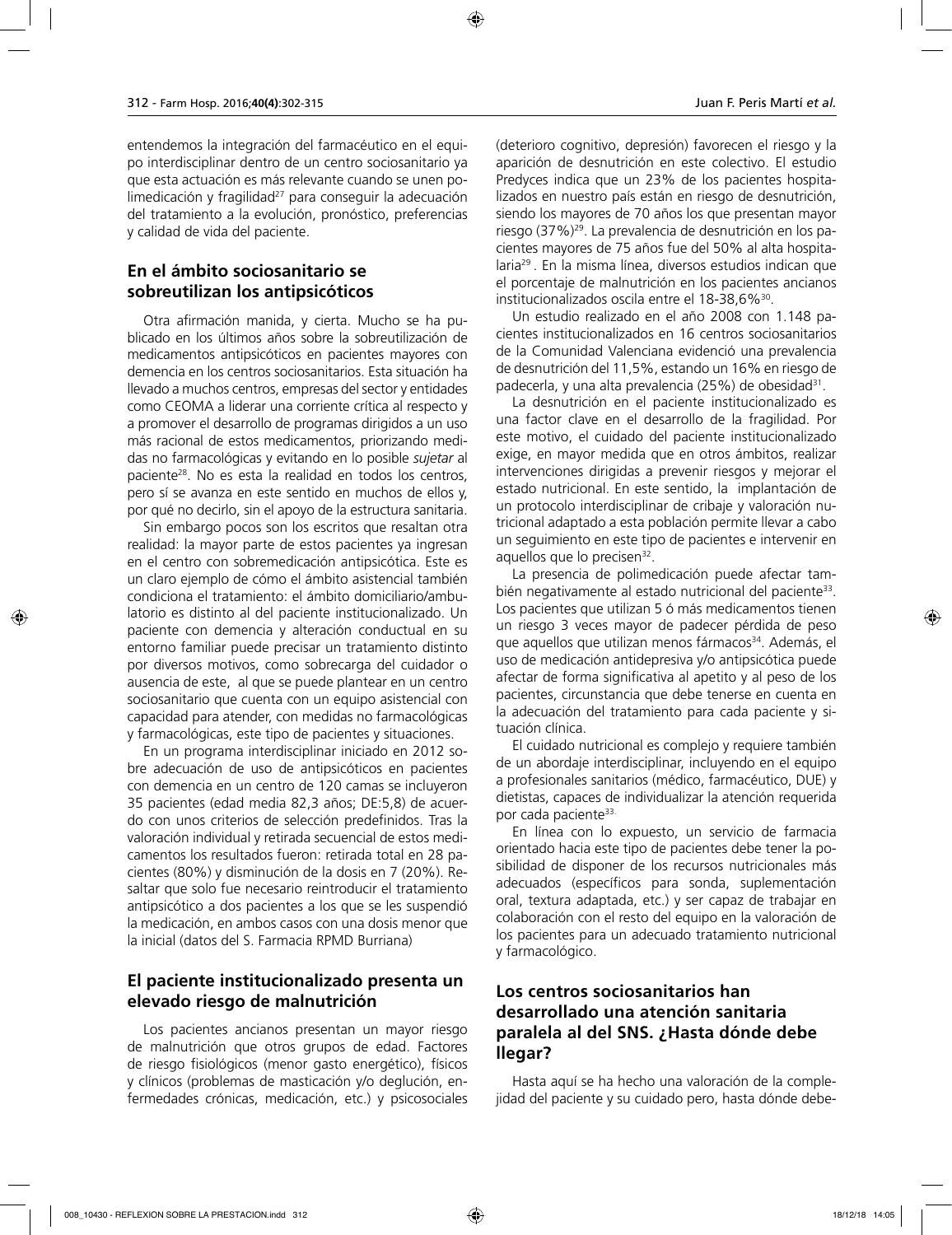entendemos la integración del farmacéutico en el equipo interdisciplinar dentro de un centro sociosanitario ya que esta actuación es más relevante cuando se unen polimedicación y fragilidad[27] para conseguir la adecuación del tratamiento a la evolución, pronóstico, preferencias y calidad de vida del paciente.

## En el ámbito sociosanitario se sobreutilizan los antipsicóticos

Otra afirmación manida, y cierta. Mucho se ha publicado en los últimos años sobre la sobreutilización de medicamentos antipsicóticos en pacientes mayores con demencia en los centros sociosanitarios. Esta situación ha llevado a muchos centros, empresas del sector y entidades como CEOMA a liderar una corriente crítica al respecto y a promover el desarrollo de programas dirigidos a un uso más racional de estos medicamentos, priorizando medidas no farmacológicas y evitando en lo posible *sujetar* al paciente[28]. No es esta la realidad en todos los centros, pero sí se avanza en este sentido en muchos de ellos y, por qué no decirlo, sin el apoyo de la estructura sanitaria.

Sin embargo pocos son los escritos que resaltan otra realidad: la mayor parte de estos pacientes ya ingresan en el centro con sobremedicación antipsicótica. Este es un claro ejemplo de cómo el ámbito asistencial también condiciona el tratamiento: el ámbito domiciliario/ambulatorio es distinto al del paciente institucionalizado. Un paciente con demencia y alteración conductual en su entorno familiar puede precisar un tratamiento distinto por diversos motivos, como sobrecarga del cuidador o ausencia de este, al que se puede plantear en un centro sociosanitario que cuenta con un equipo asistencial con capacidad para atender, con medidas no farmacológicas y farmacológicas, este tipo de pacientes y situaciones.

En un programa interdisciplinar iniciado en 2012 sobre adecuación de uso de antipsicóticos en pacientes con demencia en un centro de 120 camas se incluyeron 35 pacientes (edad media 82,3 años; DE:5,8) de acuerdo con unos criterios de selección predefinidos. Tras la valoración individual y retirada secuencial de estos medicamentos los resultados fueron: retirada total en 28 pacientes (80%) y disminución de la dosis en 7 (20%). Resaltar que solo fue necesario reintroducir el tratamiento antipsicótico a dos pacientes a los que se les suspendió la medicación, en ambos casos con una dosis menor que la inicial (datos del S. Farmacia RPMD Burriana)

## El paciente institucionalizado presenta un elevado riesgo de malnutrición

Los pacientes ancianos presentan un mayor riesgo de malnutrición que otros grupos de edad. Factores de riesgo fisiológicos (menor gasto energético), físicos y clínicos (problemas de masticación y/o deglución, enfermedades crónicas, medicación, etc.) y psicosociales (deterioro cognitivo, depresión) favorecen el riesgo y la aparición de desnutrición en este colectivo. El estudio Predyces indica que un 23% de los pacientes hospitalizados en nuestro país están en riesgo de desnutrición, siendo los mayores de 70 años los que presentan mayor riesgo (37%)[29]. La prevalencia de desnutrición en los pacientes mayores de 75 años fue del 50% al alta hospitalaria[29]. En la misma línea, diversos estudios indican que el porcentaje de malnutrición en los pacientes ancianos institucionalizados oscila entre el 18-38,6%[30].

Un estudio realizado en el año 2008 con 1.148 pacientes institucionalizados en 16 centros sociosanitarios de la Comunidad Valenciana evidenció una prevalencia de desnutrición del 11,5%, estando un 16% en riesgo de padecerla, y una alta prevalencia (25%) de obesidad[31].

La desnutrición en el paciente institucionalizado es una factor clave en el desarrollo de la fragilidad. Por este motivo, el cuidado del paciente institucionalizado exige, en mayor medida que en otros ámbitos, realizar intervenciones dirigidas a prevenir riesgos y mejorar el estado nutricional. En este sentido, la implantación de un protocolo interdisciplinar de cribaje y valoración nutricional adaptado a esta población permite llevar a cabo un seguimiento en este tipo de pacientes e intervenir en aquellos que lo precisen[32].

La presencia de polimedicación puede afectar también negativamente al estado nutricional del paciente[33]. Los pacientes que utilizan 5 ó más medicamentos tienen un riesgo 3 veces mayor de padecer pérdida de peso que aquellos que utilizan menos fármacos[34]. Además, el uso de medicación antidepresiva y/o antipsicótica puede afectar de forma significativa al apetito y al peso de los pacientes, circunstancia que debe tenerse en cuenta en la adecuación del tratamiento para cada paciente y situación clínica.

El cuidado nutricional es complejo y requiere también de un abordaje interdisciplinar, incluyendo en el equipo a profesionales sanitarios (médico, farmacéutico, DUE) y dietistas, capaces de individualizar la atención requerida por cada paciente[33].

En línea con lo expuesto, un servicio de farmacia orientado hacia este tipo de pacientes debe tener la posibilidad de disponer de los recursos nutricionales más adecuados (específicos para sonda, suplementación oral, textura adaptada, etc.) y ser capaz de trabajar en colaboración con el resto del equipo en la valoración de los pacientes para un adecuado tratamiento nutricional y farmacológico.

## Los centros sociosanitarios han desarrollado una atención sanitaria paralela al del SNS. ¿Hasta dónde debe llegar?

Hasta aquí se ha hecho una valoración de la complejidad del paciente y su cuidado pero, hasta dónde debe-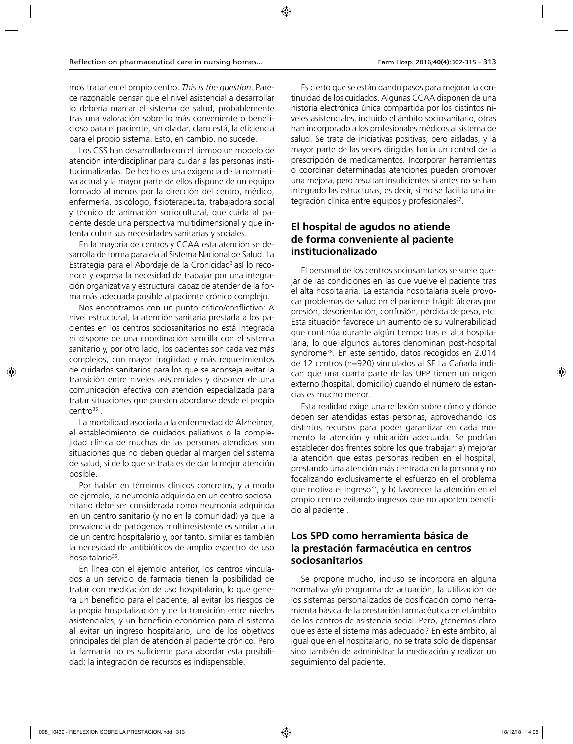mos tratar en el propio centro. *This is the question*. Parece razonable pensar que el nivel asistencial a desarrollar lo debería marcar el sistema de salud, probablemente tras una valoración sobre lo más conveniente o beneficioso para el paciente, sin olvidar, claro está, la eficiencia para el propio sistema. Esto, en cambio, no sucede.

Los CSS han desarrollado con el tiempo un modelo de atención interdisciplinar para cuidar a las personas institucionalizadas. De hecho es una exigencia de la normativa actual y la mayor parte de ellos dispone de un equipo formado al menos por la dirección del centro, médico, enfermería, psicólogo, fisioterapeuta, trabajadora social y técnico de animación sociocultural, que cuida al paciente desde una perspectiva multidimensional y que intenta cubrir sus necesidades sanitarias y sociales.

En la mayoría de centros y CCAA esta atención se desarrolla de forma paralela al Sistema Nacional de Salud. La Estrategia para el Abordaje de la Cronicidad[3] así lo reconoce y expresa la necesidad de trabajar por una integración organizativa y estructural capaz de atender de la forma más adecuada posible al paciente crónico complejo.

Nos encontramos con un punto crítico/conflictivo: A nivel estructural, la atención sanitaria prestada a los pacientes en los centros sociosanitarios no está integrada ni dispone de una coordinación sencilla con el sistema sanitario y, por otro lado, los pacientes son cada vez más complejos, con mayor fragilidad y más requerimientos de cuidados sanitarios para los que se aconseja evitar la transición entre niveles asistenciales y disponer de una comunicación efectiva con atención especializada para tratar situaciones que pueden abordarse desde el propio centro[35] .

La morbilidad asociada a la enfermedad de Alzheimer, el establecimiento de cuidados paliativos o la complejidad clínica de muchas de las personas atendidas son situaciones que no deben quedar al margen del sistema de salud, si de lo que se trata es de dar la mejor atención posible.

Por hablar en términos clínicos concretos, y a modo de ejemplo, la neumonía adquirida en un centro sociosanitario debe ser considerada como neumonía adquirida en un centro sanitario (y no en la comunidad) ya que la prevalencia de patógenos multirresistente es similar a la de un centro hospitalario y, por tanto, similar es también la necesidad de antibióticos de amplio espectro de uso hospitalario[36].

En línea con el ejemplo anterior, los centros vinculados a un servicio de farmacia tienen la posibilidad de tratar con medicación de uso hospitalario, lo que genera un beneficio para el paciente, al evitar los riesgos de la propia hospitalización y de la transición entre niveles asistenciales, y un beneficio económico para el sistema al evitar un ingreso hospitalario, uno de los objetivos principales del plan de atención al paciente crónico. Pero la farmacia no es suficiente para abordar esta posibilidad; la integración de recursos es indispensable.

Es cierto que se están dando pasos para mejorar la continuidad de los cuidados. Algunas CCAA disponen de una historia electrónica única compartida por los distintos niveles asistenciales, incluido el ámbito sociosanitario, otras han incorporado a los profesionales médicos al sistema de salud. Se trata de iniciativas positivas, pero aisladas, y la mayor parte de las veces dirigidas hacia un control de la prescripción de medicamentos. Incorporar herramientas o coordinar determinadas atenciones pueden promover una mejora, pero resultan insuficientes si antes no se han integrado las estructuras, es decir, si no se facilita una integración clínica entre equipos y profesionales[37].

## El hospital de agudos no atiende de forma conveniente al paciente institucionalizado

El personal de los centros sociosanitarios se suele quejar de las condiciones en las que vuelve el paciente tras el alta hospitalaria. La estancia hospitalaria suele provocar problemas de salud en el paciente frágil: úlceras por presión, desorientación, confusión, pérdida de peso, etc. Esta situación favorece un aumento de su vulnerabilidad que continúa durante algún tiempo tras el alta hospitalaria, lo que algunos autores denominan post-hospital syndrome[38]. En este sentido, datos recogidos en 2.014 de 12 centros (n=920) vinculados al SF La Cañada indican que una cuarta parte de las UPP tienen un origen externo (hospital, domicilio) cuando el número de estancias es mucho menor.

Esta realidad exige una reflexión sobre cómo y dónde deben ser atendidas estas personas, aprovechando los distintos recursos para poder garantizar en cada momento la atención y ubicación adecuada. Se podrían establecer dos frentes sobre los que trabajar: a) mejorar la atención que estas personas reciben en el hospital, prestando una atención más centrada en la persona y no focalizando exclusivamente el esfuerzo en el problema que motiva el ingreso[37], y b) favorecer la atención en el propio centro evitando ingresos que no aporten beneficio al paciente .

## Los SPD como herramienta básica de la prestación farmacéutica en centros sociosanitarios

Se propone mucho, incluso se incorpora en alguna normativa y/o programa de actuación, la utilización de los sistemas personalizados de dosificación como herramienta básica de la prestación farmacéutica en el ámbito de los centros de asistencia social. Pero, ¿tenemos claro que es éste el sistema más adecuado? En este ámbito, al igual que en el hospitalario, no se trata solo de dispensar sino también de administrar la medicación y realizar un seguimiento del paciente.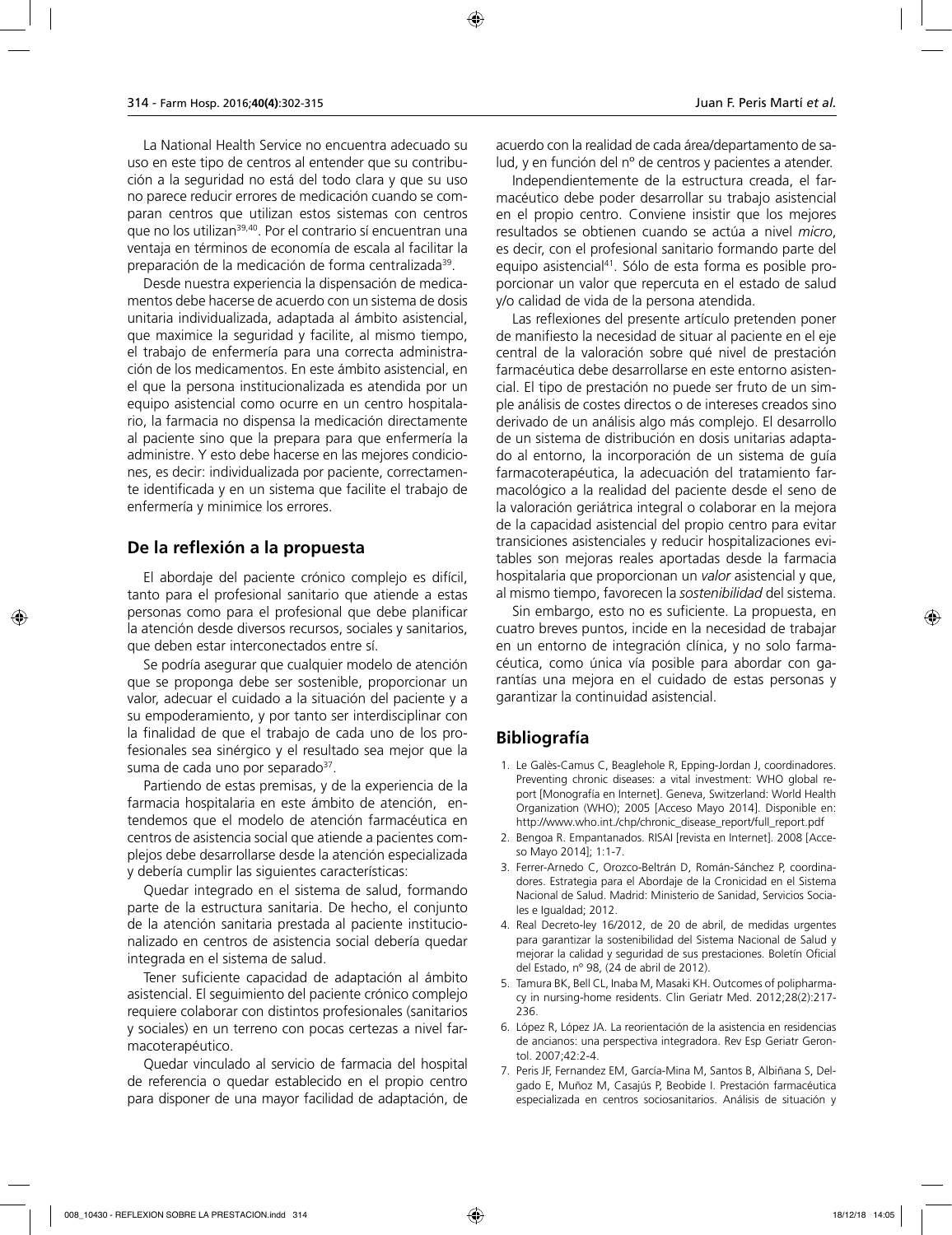La National Health Service no encuentra adecuado su uso en este tipo de centros al entender que su contribución a la seguridad no está del todo clara y que su uso no parece reducir errores de medicación cuando se comparan centros que utilizan estos sistemas con centros que no los utilizan[39,40]. Por el contrario sí encuentran una ventaja en términos de economía de escala al facilitar la preparación de la medicación de forma centralizada[39].

Desde nuestra experiencia la dispensación de medicamentos debe hacerse de acuerdo con un sistema de dosis unitaria individualizada, adaptada al ámbito asistencial, que maximice la seguridad y facilite, al mismo tiempo, el trabajo de enfermería para una correcta administración de los medicamentos. En este ámbito asistencial, en el que la persona institucionalizada es atendida por un equipo asistencial como ocurre en un centro hospitalario, la farmacia no dispensa la medicación directamente al paciente sino que la prepara para que enfermería la administre. Y esto debe hacerse en las mejores condiciones, es decir: individualizada por paciente, correctamente identificada y en un sistema que facilite el trabajo de enfermería y minimice los errores.

## De la reflexión a la propuesta

El abordaje del paciente crónico complejo es difícil, tanto para el profesional sanitario que atiende a estas personas como para el profesional que debe planificar la atención desde diversos recursos, sociales y sanitarios, que deben estar interconectados entre sí.

Se podría asegurar que cualquier modelo de atención que se proponga debe ser sostenible, proporcionar un valor, adecuar el cuidado a la situación del paciente y a su empoderamiento, y por tanto ser interdisciplinar con la finalidad de que el trabajo de cada uno de los profesionales sea sinérgico y el resultado sea mejor que la suma de cada uno por separado[37].

Partiendo de estas premisas, y de la experiencia de la farmacia hospitalaria en este ámbito de atención, entendemos que el modelo de atención farmacéutica en centros de asistencia social que atiende a pacientes complejos debe desarrollarse desde la atención especializada y debería cumplir las siguientes características:

Quedar integrado en el sistema de salud, formando parte de la estructura sanitaria. De hecho, el conjunto de la atención sanitaria prestada al paciente institucionalizado en centros de asistencia social debería quedar integrada en el sistema de salud.

Tener suficiente capacidad de adaptación al ámbito asistencial. El seguimiento del paciente crónico complejo requiere colaborar con distintos profesionales (sanitarios y sociales) en un terreno con pocas certezas a nivel farmacoterapéutico.

Quedar vinculado al servicio de farmacia del hospital de referencia o quedar establecido en el propio centro para disponer de una mayor facilidad de adaptación, de acuerdo con la realidad de cada área/departamento de salud, y en función del nº de centros y pacientes a atender.

Independientemente de la estructura creada, el farmacéutico debe poder desarrollar su trabajo asistencial en el propio centro. Conviene insistir que los mejores resultados se obtienen cuando se actúa a nivel *micro*, es decir, con el profesional sanitario formando parte del equipo asistencial[41]. Sólo de esta forma es posible proporcionar un valor que repercuta en el estado de salud y/o calidad de vida de la persona atendida.

Las reflexiones del presente artículo pretenden poner de manifiesto la necesidad de situar al paciente en el eje central de la valoración sobre qué nivel de prestación farmacéutica debe desarrollarse en este entorno asistencial. El tipo de prestación no puede ser fruto de un simple análisis de costes directos o de intereses creados sino derivado de un análisis algo más complejo. El desarrollo de un sistema de distribución en dosis unitarias adaptado al entorno, la incorporación de un sistema de guía farmacoterapéutica, la adecuación del tratamiento farmacológico a la realidad del paciente desde el seno de la valoración geriátrica integral o colaborar en la mejora de la capacidad asistencial del propio centro para evitar transiciones asistenciales y reducir hospitalizaciones evitables son mejoras reales aportadas desde la farmacia hospitalaria que proporcionan un *valor* asistencial y que, al mismo tiempo, favorecen la *sostenibilidad* del sistema.

Sin embargo, esto no es suficiente. La propuesta, en cuatro breves puntos, incide en la necesidad de trabajar en un entorno de integración clínica, y no solo farmacéutica, como única vía posible para abordar con garantías una mejora en el cuidado de estas personas y garantizar la continuidad asistencial.

## Bibliografía

1. Le Galès-Camus C, Beaglehole R, Epping-Jordan J, coordinadores. Preventing chronic diseases: a vital investment: WHO global report [Monografía en Internet]. Geneva, Switzerland: World Health Organization (WHO); 2005 [Acceso Mayo 2014]. Disponible en: http://www.who.int./chp/chronic_disease_report/full_report.pdf
2. Bengoa R. Empantanados. RISAI [revista en Internet]. 2008 [Acceso Mayo 2014]; 1:1-7.
3. Ferrer-Arnedo C, Orozco-Beltrán D, Román-Sánchez P, coordinadores. Estrategia para el Abordaje de la Cronicidad en el Sistema Nacional de Salud. Madrid: Ministerio de Sanidad, Servicios Sociales e Igualdad; 2012.
4. Real Decreto-ley 16/2012, de 20 de abril, de medidas urgentes para garantizar la sostenibilidad del Sistema Nacional de Salud y mejorar la calidad y seguridad de sus prestaciones. Boletín Oficial del Estado, nº 98, (24 de abril de 2012).
5. Tamura BK, Bell CL, Inaba M, Masaki KH. Outcomes of polipharmacy in nursing-home residents. Clin Geriatr Med. 2012;28(2):217-236.
6. López R, López JA. La reorientación de la asistencia en residencias de ancianos: una perspectiva integradora. Rev Esp Geriatr Gerontol. 2007;42:2-4.
7. Peris JF, Fernandez EM, García-Mina M, Santos B, Albiñana S, Delgado E, Muñoz M, Casajús P, Beobide I. Prestación farmacéutica especializada en centros sociosanitarios. Análisis de situación y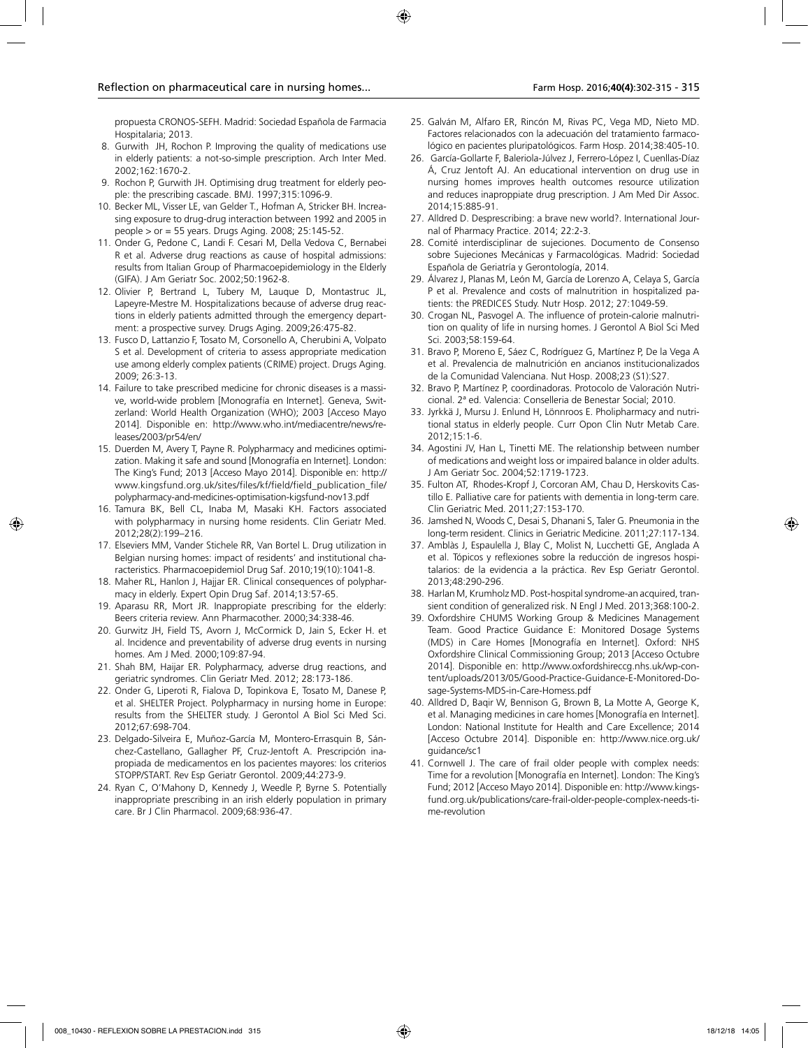propuesta CRONOS-SEFH. Madrid: Sociedad Española de Farmacia Hospitalaria; 2013.

8. Gurwith JH, Rochon P. Improving the quality of medications use in elderly patients: a not-so-simple prescription. Arch Inter Med. 2002;162:1670-2.
9. Rochon P, Gurwith JH. Optimising drug treatment for elderly people: the prescribing cascade. BMJ. 1997;315:1096-9.
10. Becker ML, Visser LE, van Gelder T., Hofman A, Stricker BH. Increasing exposure to drug-drug interaction between 1992 and 2005 in people > or = 55 years. Drugs Aging. 2008; 25:145-52.
11. Onder G, Pedone C, Landi F. Cesari M, Della Vedova C, Bernabei R et al. Adverse drug reactions as cause of hospital admissions: results from Italian Group of Pharmacoepidemiology in the Elderly (GIFA). J Am Geriatr Soc. 2002;50:1962-8.
12. Olivier P, Bertrand L, Tubery M, Lauque D, Montastruc JL, Lapeyre-Mestre M. Hospitalizations because of adverse drug reactions in elderly patients admitted through the emergency department: a prospective survey. Drugs Aging. 2009;26:475-82.
13. Fusco D, Lattanzio F, Tosato M, Corsonello A, Cherubini A, Volpato S et al. Development of criteria to assess appropriate medication use among elderly complex patients (CRIME) project. Drugs Aging. 2009; 26:3-13.
14. Failure to take prescribed medicine for chronic diseases is a massive, world-wide problem [Monografía en Internet]. Geneva, Switzerland: World Health Organization (WHO); 2003 [Acceso Mayo 2014]. Disponible en: http://www.who.int/mediacentre/news/releases/2003/pr54/en/
15. Duerden M, Avery T, Payne R. Polypharmacy and medicines optimization. Making it safe and sound [Monografía en Internet]. London: The King's Fund; 2013 [Acceso Mayo 2014]. Disponible en: http://www.kingsfund.org.uk/sites/files/kf/field/field_publication_file/polypharmacy-and-medicines-optimisation-kigsfund-nov13.pdf
16. Tamura BK, Bell CL, Inaba M, Masaki KH. Factors associated with polypharmacy in nursing home residents. Clin Geriatr Med. 2012;28(2):199–216.
17. Elseviers MM, Vander Stichele RR, Van Bortel L. Drug utilization in Belgian nursing homes: impact of residents' and institutional characteristics. Pharmacoepidemiol Drug Saf. 2010;19(10):1041-8.
18. Maher RL, Hanlon J, Hajjar ER. Clinical consequences of polypharmacy in elderly. Expert Opin Drug Saf. 2014;13:57-65.
19. Aparasu RR, Mort JR. Inappropiate prescribing for the elderly: Beers criteria review. Ann Pharmacother. 2000;34:338-46.
20. Gurwitz JH, Field TS, Avorn J, McCormick D, Jain S, Ecker H. et al. Incidence and preventability of adverse drug events in nursing homes. Am J Med. 2000;109:87-94.
21. Shah BM, Haijar ER. Polypharmacy, adverse drug reactions, and geriatric syndromes. Clin Geriatr Med. 2012; 28:173-186.
22. Onder G, Liperoti R, Fialova D, Topinkova E, Tosato M, Danese P, et al. SHELTER Project. Polypharmacy in nursing home in Europe: results from the SHELTER study. J Gerontol A Biol Sci Med Sci. 2012;67:698-704.
23. Delgado-Silveira E, Muñoz-García M, Montero-Errasquin B, Sánchez-Castellano, Gallagher PF, Cruz-Jentoft A. Prescripción inapropiada de medicamentos en los pacientes mayores: los criterios STOPP/START. Rev Esp Geriatr Gerontol. 2009;44:273-9.
24. Ryan C, O'Mahony D, Kennedy J, Weedle P, Byrne S. Potentially inappropriate prescribing in an irish elderly population in primary care. Br J Clin Pharmacol. 2009;68:936-47.
25. Galván M, Alfaro ER, Rincón M, Rivas PC, Vega MD, Nieto MD. Factores relacionados con la adecuación del tratamiento farmacológico en pacientes pluripatológicos. Farm Hosp. 2014;38:405-10.
26. García-Gollarte F, Baleriola-Júlvez J, Ferrero-López I, Cuenllas-Díaz Á, Cruz Jentoft AJ. An educational intervention on drug use in nursing homes improves health outcomes resource utilization and reduces inapproppiate drug prescription. J Am Med Dir Assoc. 2014;15:885-91.
27. Alldred D. Desprescribing: a brave new world?. International Journal of Pharmacy Practice. 2014; 22:2-3.
28. Comité interdisciplinar de sujeciones. Documento de Consenso sobre Sujeciones Mecánicas y Farmacológicas. Madrid: Sociedad Española de Geriatría y Gerontología, 2014.
29. Álvarez J, Planas M, León M, García de Lorenzo A, Celaya S, García P et al. Prevalence and costs of malnutrition in hospitalized patients: the PREDICES Study. Nutr Hosp. 2012; 27:1049-59.
30. Crogan NL, Pasvogel A. The influence of protein-calorie malnutrition on quality of life in nursing homes. J Gerontol A Biol Sci Med Sci. 2003;58:159-64.
31. Bravo P, Moreno E, Sáez C, Rodríguez G, Martínez P, De la Vega A et al. Prevalencia de malnutrición en ancianos institucionalizados de la Comunidad Valenciana. Nut Hosp. 2008;23 (S1):S27.
32. Bravo P, Martínez P, coordinadoras. Protocolo de Valoración Nutricional. 2ª ed. Valencia: Conselleria de Benestar Social; 2010.
33. Jyrkkä J, Mursu J. Enlund H, Lönnroos E. Pholipharmacy and nutritional status in elderly people. Curr Opon Clin Nutr Metab Care. 2012;15:1-6.
34. Agostini JV, Han L, Tinetti ME. The relationship between number of medications and weight loss or impaired balance in older adults. J Am Geriatr Soc. 2004;52:1719-1723.
35. Fulton AT, Rhodes-Kropf J, Corcoran AM, Chau D, Herskovits Castillo E. Palliative care for patients with dementia in long-term care. Clin Geriatric Med. 2011;27:153-170.
36. Jamshed N, Woods C, Desai S, Dhanani S, Taler G. Pneumonia in the long-term resident. Clinics in Geriatric Medicine. 2011;27:117-134.
37. Amblàs J, Espaulella J, Blay C, Molist N, Lucchetti GE, Anglada A et al. Tópicos y reflexiones sobre la reducción de ingresos hospitalarios: de la evidencia a la práctica. Rev Esp Geriatr Gerontol. 2013;48:290-296.
38. Harlan M, Krumholz MD. Post-hospital syndrome-an acquired, transient condition of generalized risk. N Engl J Med. 2013;368:100-2.
39. Oxfordshire CHUMS Working Group & Medicines Management Team. Good Practice Guidance E: Monitored Dosage Systems (MDS) in Care Homes [Monografía en Internet]. Oxford: NHS Oxfordshire Clinical Commissioning Group; 2013 [Acceso Octubre 2014]. Disponible en: http://www.oxfordshireccg.nhs.uk/wp-content/uploads/2013/05/Good-Practice-Guidance-E-Monitored-Dosage-Systems-MDS-in-Care-Homess.pdf
40. Alldred D, Baqir W, Bennison G, Brown B, La Motte A, George K, et al. Managing medicines in care homes [Monografía en Internet]. London: National Institute for Health and Care Excellence; 2014 [Acceso Octubre 2014]. Disponible en: http://www.nice.org.uk/guidance/sc1
41. Cornwell J. The care of frail older people with complex needs: Time for a revolution [Monografía en Internet]. London: The King's Fund; 2012 [Acceso Mayo 2014]. Disponible en: http://www.kingsfund.org.uk/publications/care-frail-older-people-complex-needs-time-revolution